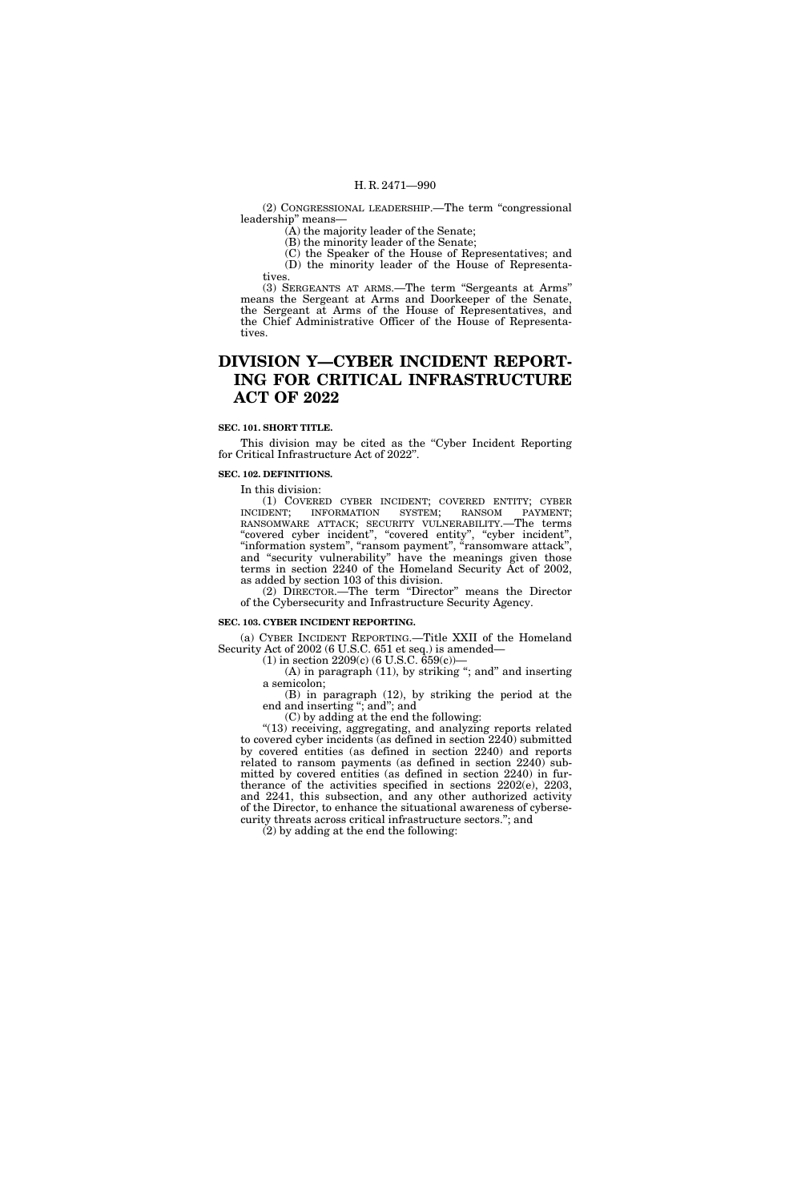(2) CONGRESSIONAL LEADERSHIP.—The term "congressional leadership" means—

(A) the majority leader of the Senate;

(B) the minority leader of the Senate;

(C) the Speaker of the House of Representatives; and

(D) the minority leader of the House of Representatives.

(3) SERGEANTS AT ARMS.—The term "Sergeants at Arms" means the Sergeant at Arms and Doorkeeper of the Senate, the Sergeant at Arms of the House of Representatives, and the Chief Administrative Officer of the House of Representatives.

# DIVISION Y—CYBER INCIDENT REPORTING FOR CRITICAL INFRASTRUCTURE ACT OF 2022

### SEC. 101. SHORT TITLE.

This division may be cited as the "Cyber Incident Reporting for Critical Infrastructure Act of 2022".

### SEC. 102. DEFINITIONS.

In this division:

(1) COVERED CYBER INCIDENT; COVERED ENTITY; CYBER INCIDENT; INFORMATION SYSTEM; RANSOM PAYMENT; RANSOMWARE ATTACK; SECURITY VULNERABILITY.—The terms "covered cyber incident", "covered entity", "cyber incident", "information system", "ransom payment", "ransomware attack", and "security vulnerability" have the meanings given those terms in section 2240 of the Homeland Security Act of 2002, as added by section 103 of this division.

(2) DIRECTOR.—The term "Director" means the Director of the Cybersecurity and Infrastructure Security Agency.

### SEC. 103. CYBER INCIDENT REPORTING.

(a) CYBER INCIDENT REPORTING.—Title XXII of the Homeland Security Act of 2002 (6 U.S.C. 651 et seq.) is amended—

(1) in section 2209(c) (6 U.S.C. 659(c))—

(A) in paragraph (11), by striking "; and" and inserting a semicolon;

(B) in paragraph (12), by striking the period at the end and inserting "; and"; and

(C) by adding at the end the following:

"(13) receiving, aggregating, and analyzing reports related to covered cyber incidents (as defined in section 2240) submitted by covered entities (as defined in section 2240) and reports related to ransom payments (as defined in section 2240) submitted by covered entities (as defined in section 2240) in furtherance of the activities specified in sections 2202(e), 2203, and 2241, this subsection, and any other authorized activity of the Director, to enhance the situational awareness of cybersecurity threats across critical infrastructure sectors."; and

(2) by adding at the end the following: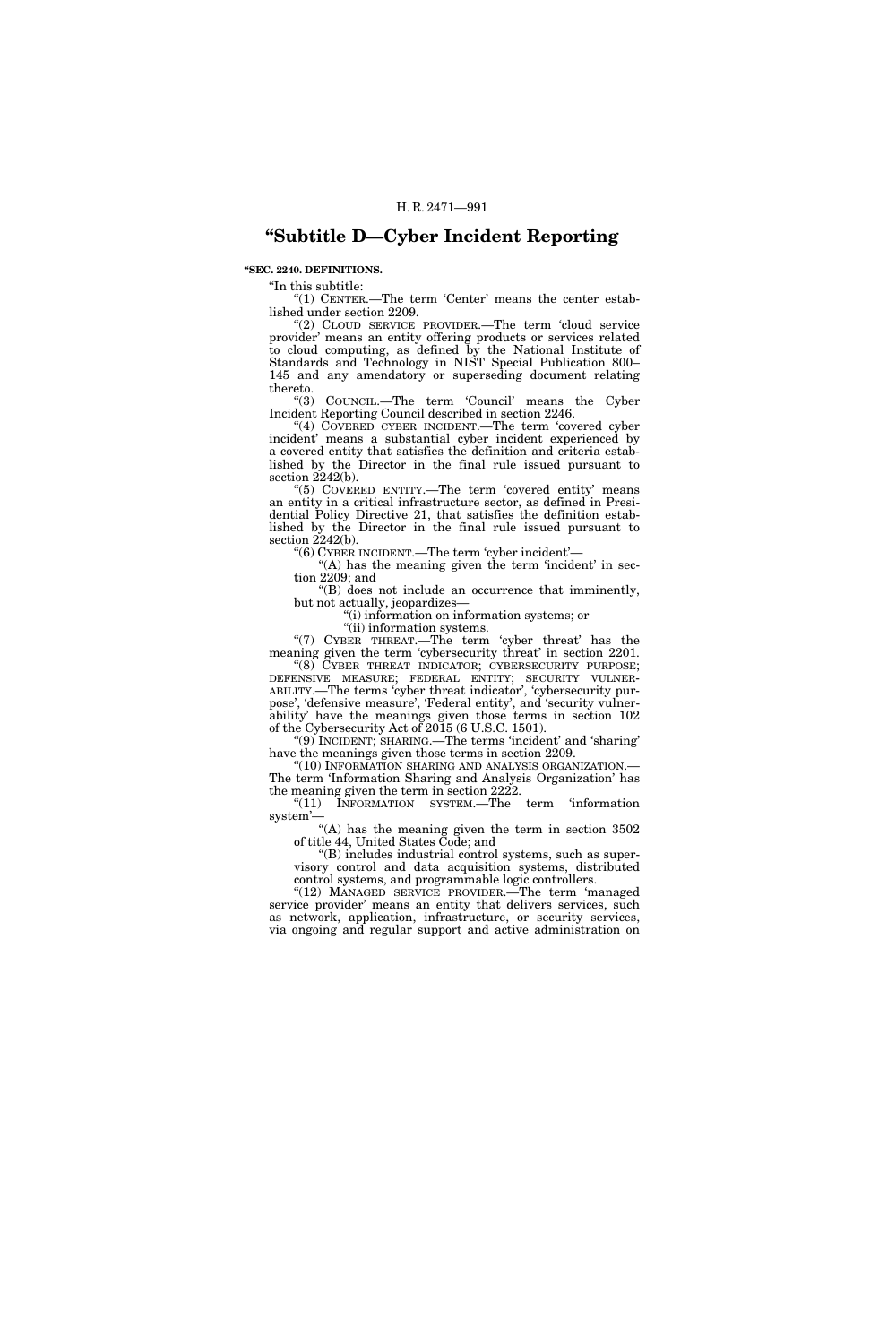# "Subtitle D—Cyber Incident Reporting

**"SEC. 2240. DEFINITIONS.**

"In this subtitle:

"(1) CENTER.—The term 'Center' means the center established under section 2209.

"(2) CLOUD SERVICE PROVIDER.—The term 'cloud service provider' means an entity offering products or services related to cloud computing, as defined by the National Institute of Standards and Technology in NIST Special Publication 800–145 and any amendatory or superseding document relating thereto.

"(3) COUNCIL.—The term 'Council' means the Cyber Incident Reporting Council described in section 2246.

"(4) COVERED CYBER INCIDENT.—The term 'covered cyber incident' means a substantial cyber incident experienced by a covered entity that satisfies the definition and criteria established by the Director in the final rule issued pursuant to section 2242(b).

"(5) COVERED ENTITY.—The term 'covered entity' means an entity in a critical infrastructure sector, as defined in Presidential Policy Directive 21, that satisfies the definition established by the Director in the final rule issued pursuant to section 2242(b).

"(6) CYBER INCIDENT.—The term 'cyber incident'—

"(A) has the meaning given the term 'incident' in section 2209; and

"(B) does not include an occurrence that imminently, but not actually, jeopardizes—

"(i) information on information systems; or

"(ii) information systems.

"(7) CYBER THREAT.—The term 'cyber threat' has the meaning given the term 'cybersecurity threat' in section 2201.

"(8) CYBER THREAT INDICATOR; CYBERSECURITY PURPOSE; DEFENSIVE MEASURE; FEDERAL ENTITY; SECURITY VULNERABILITY.—The terms 'cyber threat indicator', 'cybersecurity purpose', 'defensive measure', 'Federal entity', and 'security vulnerability' have the meanings given those terms in section 102 of the Cybersecurity Act of 2015 (6 U.S.C. 1501).

"(9) INCIDENT; SHARING.—The terms 'incident' and 'sharing' have the meanings given those terms in section 2209.

"(10) INFORMATION SHARING AND ANALYSIS ORGANIZATION.—The term 'Information Sharing and Analysis Organization' has the meaning given the term in section 2222.

"(11) INFORMATION SYSTEM.—The term 'information system'—

"(A) has the meaning given the term in section 3502 of title 44, United States Code; and

"(B) includes industrial control systems, such as supervisory control and data acquisition systems, distributed control systems, and programmable logic controllers.

"(12) MANAGED SERVICE PROVIDER.—The term 'managed service provider' means an entity that delivers services, such as network, application, infrastructure, or security services, via ongoing and regular support and active administration on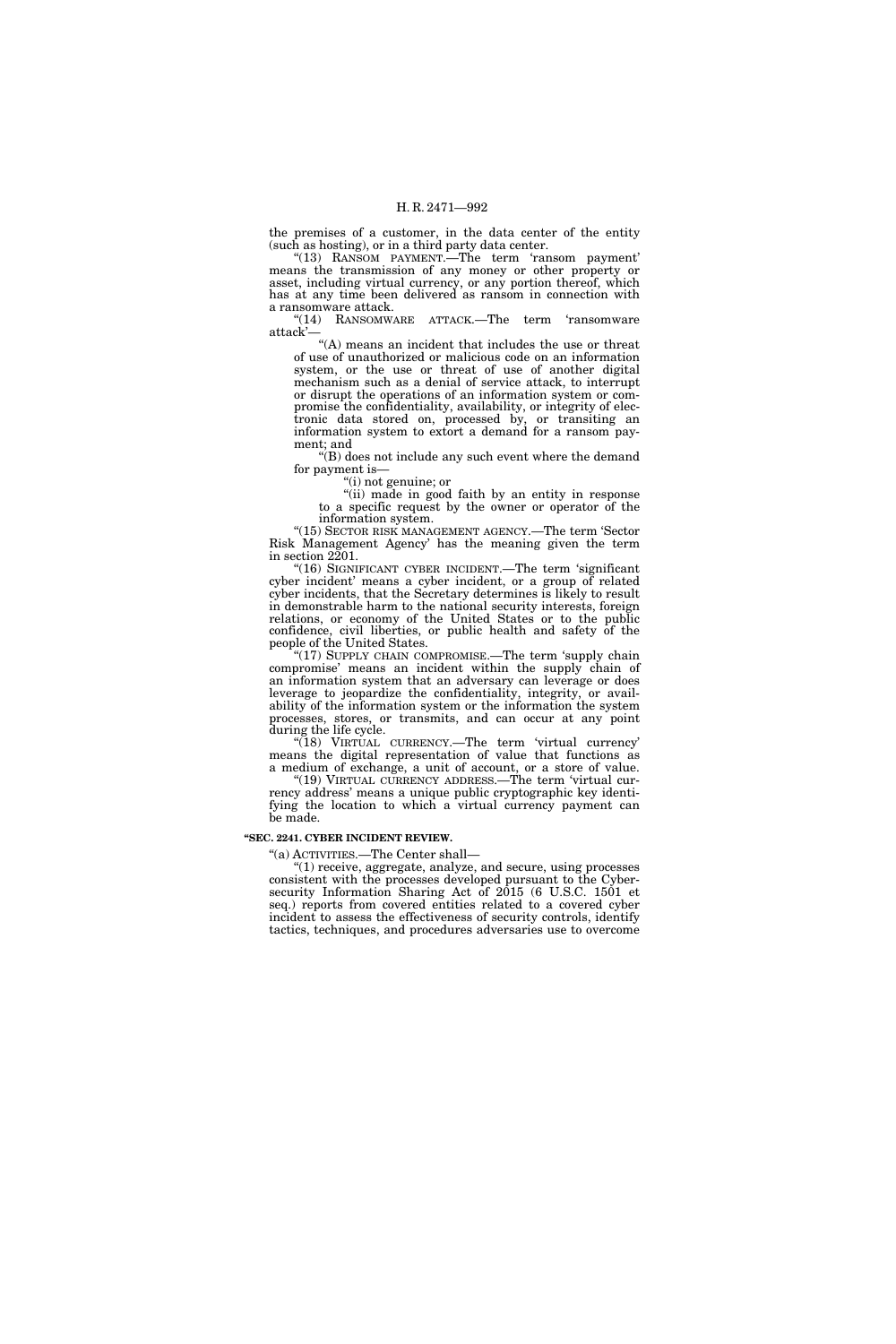the premises of a customer, in the data center of the entity (such as hosting), or in a third party data center.

"(13) RANSOM PAYMENT.—The term 'ransom payment' means the transmission of any money or other property or asset, including virtual currency, or any portion thereof, which has at any time been delivered as ransom in connection with a ransomware attack.

"(14) RANSOMWARE ATTACK.—The term 'ransomware attack'—

"(A) means an incident that includes the use or threat of use of unauthorized or malicious code on an information system, or the use or threat of use of another digital mechanism such as a denial of service attack, to interrupt or disrupt the operations of an information system or compromise the confidentiality, availability, or integrity of electronic data stored on, processed by, or transiting an information system to extort a demand for a ransom payment; and

"(B) does not include any such event where the demand for payment is—

"(i) not genuine; or

"(ii) made in good faith by an entity in response to a specific request by the owner or operator of the information system.

"(15) SECTOR RISK MANAGEMENT AGENCY.—The term 'Sector Risk Management Agency' has the meaning given the term in section 2201.

"(16) SIGNIFICANT CYBER INCIDENT.—The term 'significant cyber incident' means a cyber incident, or a group of related cyber incidents, that the Secretary determines is likely to result in demonstrable harm to the national security interests, foreign relations, or economy of the United States or to the public confidence, civil liberties, or public health and safety of the people of the United States.

"(17) SUPPLY CHAIN COMPROMISE.—The term 'supply chain compromise' means an incident within the supply chain of an information system that an adversary can leverage or does leverage to jeopardize the confidentiality, integrity, or availability of the information system or the information the system processes, stores, or transmits, and can occur at any point during the life cycle.

"(18) VIRTUAL CURRENCY.—The term 'virtual currency' means the digital representation of value that functions as a medium of exchange, a unit of account, or a store of value.

"(19) VIRTUAL CURRENCY ADDRESS.—The term 'virtual currency address' means a unique public cryptographic key identifying the location to which a virtual currency payment can be made.

**"SEC. 2241. CYBER INCIDENT REVIEW.**

"(a) ACTIVITIES.—The Center shall—

"(1) receive, aggregate, analyze, and secure, using processes consistent with the processes developed pursuant to the Cybersecurity Information Sharing Act of 2015 (6 U.S.C. 1501 et seq.) reports from covered entities related to a covered cyber incident to assess the effectiveness of security controls, identify tactics, techniques, and procedures adversaries use to overcome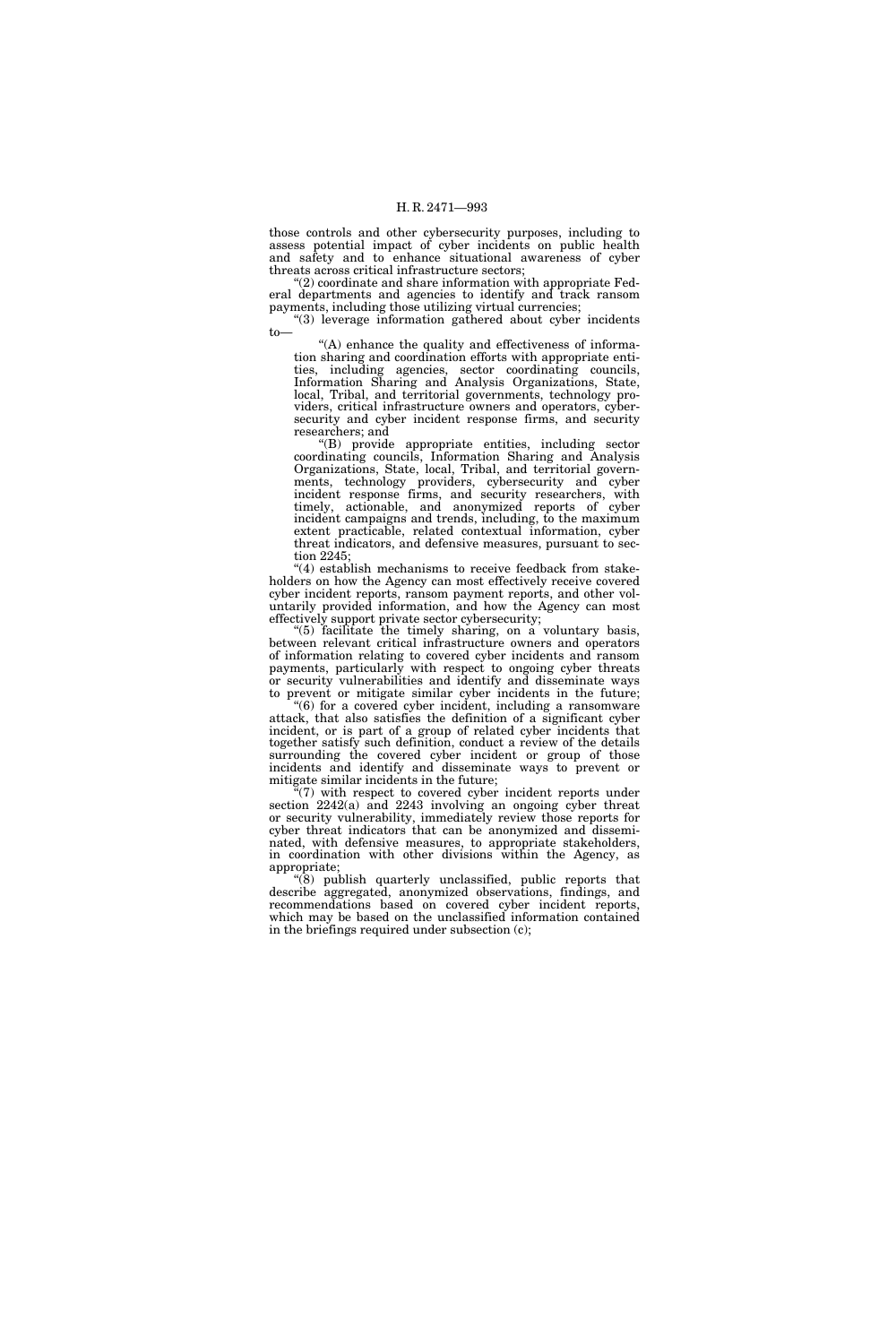those controls and other cybersecurity purposes, including to assess potential impact of cyber incidents on public health and safety and to enhance situational awareness of cyber threats across critical infrastructure sectors;

"(2) coordinate and share information with appropriate Federal departments and agencies to identify and track ransom payments, including those utilizing virtual currencies;

"(3) leverage information gathered about cyber incidents to—

"(A) enhance the quality and effectiveness of information sharing and coordination efforts with appropriate entities, including agencies, sector coordinating councils, Information Sharing and Analysis Organizations, State, local, Tribal, and territorial governments, technology providers, critical infrastructure owners and operators, cybersecurity and cyber incident response firms, and security researchers; and

"(B) provide appropriate entities, including sector coordinating councils, Information Sharing and Analysis Organizations, State, local, Tribal, and territorial governments, technology providers, cybersecurity and cyber incident response firms, and security researchers, with timely, actionable, and anonymized reports of cyber incident campaigns and trends, including, to the maximum extent practicable, related contextual information, cyber threat indicators, and defensive measures, pursuant to section 2245;

"(4) establish mechanisms to receive feedback from stakeholders on how the Agency can most effectively receive covered cyber incident reports, ransom payment reports, and other voluntarily provided information, and how the Agency can most effectively support private sector cybersecurity;

"(5) facilitate the timely sharing, on a voluntary basis, between relevant critical infrastructure owners and operators of information relating to covered cyber incidents and ransom payments, particularly with respect to ongoing cyber threats or security vulnerabilities and identify and disseminate ways to prevent or mitigate similar cyber incidents in the future;

"(6) for a covered cyber incident, including a ransomware attack, that also satisfies the definition of a significant cyber incident, or is part of a group of related cyber incidents that together satisfy such definition, conduct a review of the details surrounding the covered cyber incident or group of those incidents and identify and disseminate ways to prevent or mitigate similar incidents in the future;

"(7) with respect to covered cyber incident reports under section 2242(a) and 2243 involving an ongoing cyber threat or security vulnerability, immediately review those reports for cyber threat indicators that can be anonymized and disseminated, with defensive measures, to appropriate stakeholders, in coordination with other divisions within the Agency, as appropriate;

"(8) publish quarterly unclassified, public reports that describe aggregated, anonymized observations, findings, and recommendations based on covered cyber incident reports, which may be based on the unclassified information contained in the briefings required under subsection (c);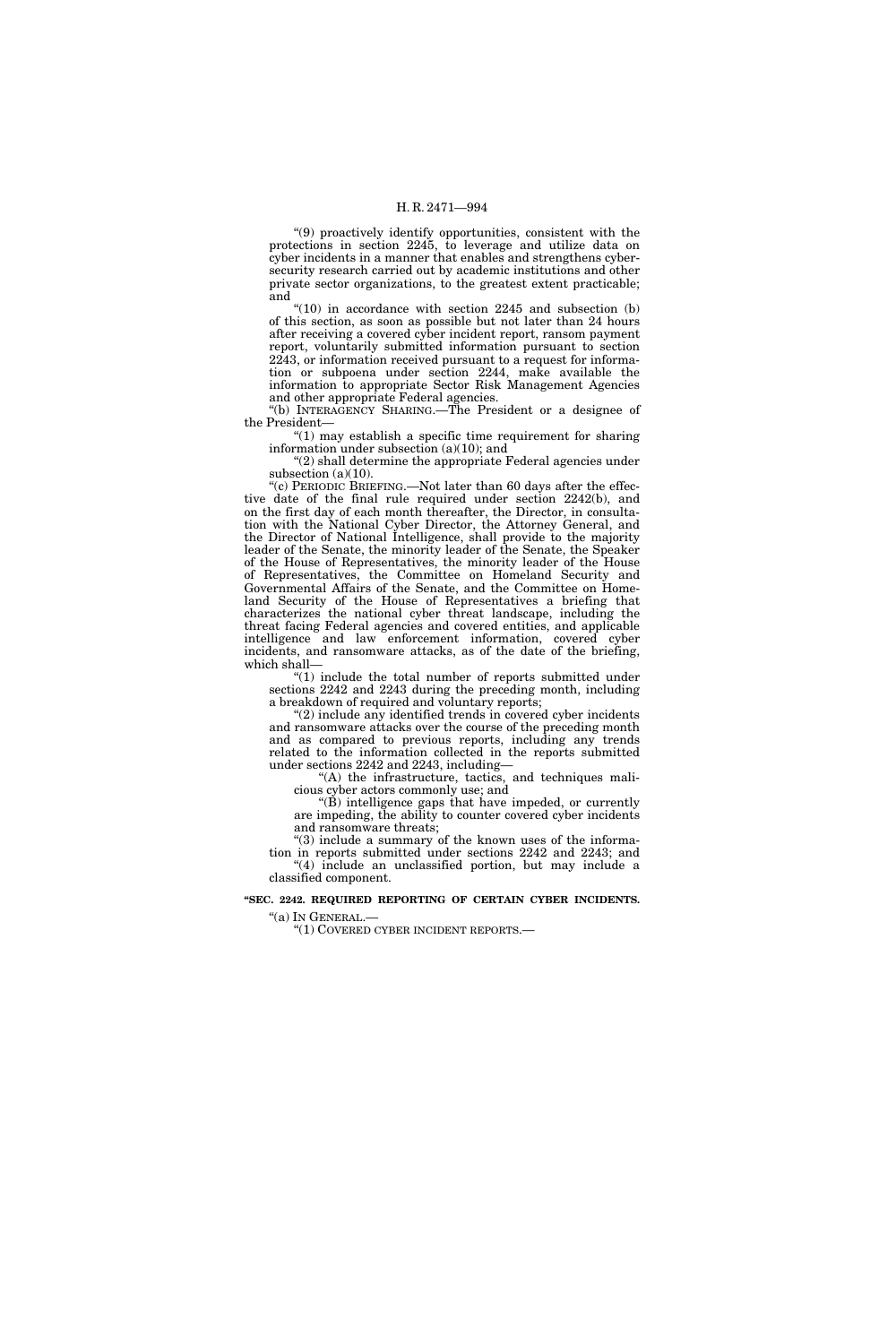"(9) proactively identify opportunities, consistent with the protections in section 2245, to leverage and utilize data on cyber incidents in a manner that enables and strengthens cybersecurity research carried out by academic institutions and other private sector organizations, to the greatest extent practicable; and

"(10) in accordance with section 2245 and subsection (b) of this section, as soon as possible but not later than 24 hours after receiving a covered cyber incident report, ransom payment report, voluntarily submitted information pursuant to section 2243, or information received pursuant to a request for information or subpoena under section 2244, make available the information to appropriate Sector Risk Management Agencies and other appropriate Federal agencies.

"(b) INTERAGENCY SHARING.—The President or a designee of the President—

"(1) may establish a specific time requirement for sharing information under subsection (a)(10); and

"(2) shall determine the appropriate Federal agencies under subsection (a)(10).

"(c) PERIODIC BRIEFING.—Not later than 60 days after the effective date of the final rule required under section 2242(b), and on the first day of each month thereafter, the Director, in consultation with the National Cyber Director, the Attorney General, and the Director of National Intelligence, shall provide to the majority leader of the Senate, the minority leader of the Senate, the Speaker of the House of Representatives, the minority leader of the House of Representatives, the Committee on Homeland Security and Governmental Affairs of the Senate, and the Committee on Homeland Security of the House of Representatives a briefing that characterizes the national cyber threat landscape, including the threat facing Federal agencies and covered entities, and applicable intelligence and law enforcement information, covered cyber incidents, and ransomware attacks, as of the date of the briefing, which shall—

"(1) include the total number of reports submitted under sections 2242 and 2243 during the preceding month, including a breakdown of required and voluntary reports;

"(2) include any identified trends in covered cyber incidents and ransomware attacks over the course of the preceding month and as compared to previous reports, including any trends related to the information collected in the reports submitted under sections 2242 and 2243, including—

"(A) the infrastructure, tactics, and techniques malicious cyber actors commonly use; and

"(B) intelligence gaps that have impeded, or currently are impeding, the ability to counter covered cyber incidents and ransomware threats;

"(3) include a summary of the known uses of the information in reports submitted under sections 2242 and 2243; and

"(4) include an unclassified portion, but may include a classified component.

**"SEC. 2242. REQUIRED REPORTING OF CERTAIN CYBER INCIDENTS.**

"(a) IN GENERAL.—

"(1) COVERED CYBER INCIDENT REPORTS.—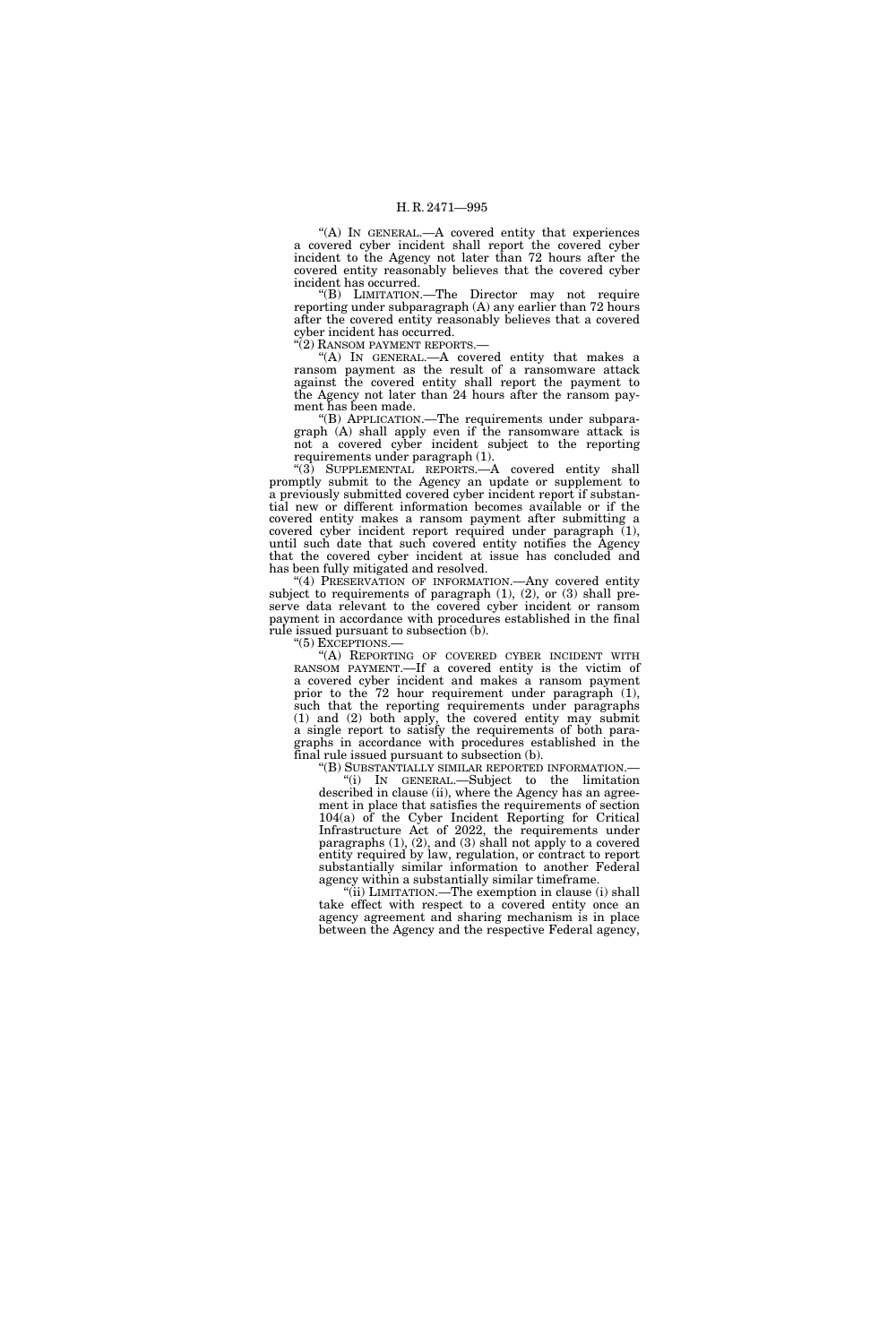"(A) IN GENERAL.—A covered entity that experiences a covered cyber incident shall report the covered cyber incident to the Agency not later than 72 hours after the covered entity reasonably believes that the covered cyber incident has occurred.

"(B) LIMITATION.—The Director may not require reporting under subparagraph (A) any earlier than 72 hours after the covered entity reasonably believes that a covered cyber incident has occurred.

"(2) RANSOM PAYMENT REPORTS.—

"(A) IN GENERAL.—A covered entity that makes a ransom payment as the result of a ransomware attack against the covered entity shall report the payment to the Agency not later than 24 hours after the ransom payment has been made.

"(B) APPLICATION.—The requirements under subparagraph (A) shall apply even if the ransomware attack is not a covered cyber incident subject to the reporting requirements under paragraph (1).

"(3) SUPPLEMENTAL REPORTS.—A covered entity shall promptly submit to the Agency an update or supplement to a previously submitted covered cyber incident report if substantial new or different information becomes available or if the covered entity makes a ransom payment after submitting a covered cyber incident report required under paragraph (1), until such date that such covered entity notifies the Agency that the covered cyber incident at issue has concluded and has been fully mitigated and resolved.

"(4) PRESERVATION OF INFORMATION.—Any covered entity subject to requirements of paragraph (1), (2), or (3) shall preserve data relevant to the covered cyber incident or ransom payment in accordance with procedures established in the final rule issued pursuant to subsection (b).

"(5) EXCEPTIONS.—

"(A) REPORTING OF COVERED CYBER INCIDENT WITH RANSOM PAYMENT.—If a covered entity is the victim of a covered cyber incident and makes a ransom payment prior to the 72 hour requirement under paragraph (1), such that the reporting requirements under paragraphs (1) and (2) both apply, the covered entity may submit a single report to satisfy the requirements of both paragraphs in accordance with procedures established in the final rule issued pursuant to subsection (b).

"(B) SUBSTANTIALLY SIMILAR REPORTED INFORMATION.—

"(i) IN GENERAL.—Subject to the limitation described in clause (ii), where the Agency has an agreement in place that satisfies the requirements of section 104(a) of the Cyber Incident Reporting for Critical Infrastructure Act of 2022, the requirements under paragraphs (1), (2), and (3) shall not apply to a covered entity required by law, regulation, or contract to report substantially similar information to another Federal agency within a substantially similar timeframe.

"(ii) LIMITATION.—The exemption in clause (i) shall take effect with respect to a covered entity once an agency agreement and sharing mechanism is in place between the Agency and the respective Federal agency,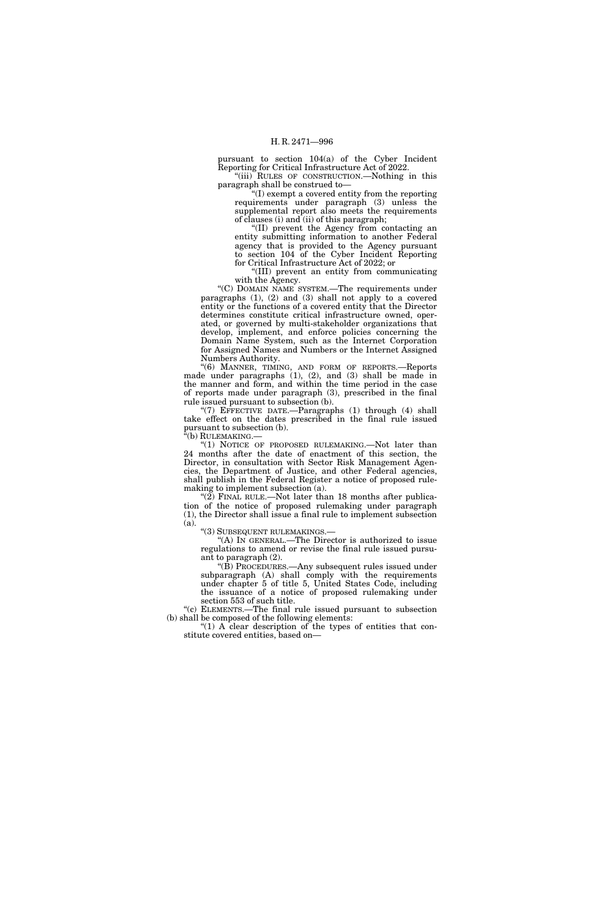pursuant to section 104(a) of the Cyber Incident Reporting for Critical Infrastructure Act of 2022.

"(iii) RULES OF CONSTRUCTION.—Nothing in this paragraph shall be construed to—

"(I) exempt a covered entity from the reporting requirements under paragraph (3) unless the supplemental report also meets the requirements of clauses (i) and (ii) of this paragraph;

"(II) prevent the Agency from contacting an entity submitting information to another Federal agency that is provided to the Agency pursuant to section 104 of the Cyber Incident Reporting for Critical Infrastructure Act of 2022; or

"(III) prevent an entity from communicating with the Agency.

"(C) DOMAIN NAME SYSTEM.—The requirements under paragraphs (1), (2) and (3) shall not apply to a covered entity or the functions of a covered entity that the Director determines constitute critical infrastructure owned, operated, or governed by multi-stakeholder organizations that develop, implement, and enforce policies concerning the Domain Name System, such as the Internet Corporation for Assigned Names and Numbers or the Internet Assigned Numbers Authority.

"(6) MANNER, TIMING, AND FORM OF REPORTS.—Reports made under paragraphs (1), (2), and (3) shall be made in the manner and form, and within the time period in the case of reports made under paragraph (3), prescribed in the final rule issued pursuant to subsection (b).

"(7) EFFECTIVE DATE.—Paragraphs (1) through (4) shall take effect on the dates prescribed in the final rule issued pursuant to subsection (b).

"(b) RULEMAKING.—

"(1) NOTICE OF PROPOSED RULEMAKING.—Not later than 24 months after the date of enactment of this section, the Director, in consultation with Sector Risk Management Agencies, the Department of Justice, and other Federal agencies, shall publish in the Federal Register a notice of proposed rulemaking to implement subsection (a).

"(2) FINAL RULE.—Not later than 18 months after publication of the notice of proposed rulemaking under paragraph (1), the Director shall issue a final rule to implement subsection (a).

"(3) SUBSEQUENT RULEMAKINGS.—

"(A) IN GENERAL.—The Director is authorized to issue regulations to amend or revise the final rule issued pursuant to paragraph (2).

"(B) PROCEDURES.—Any subsequent rules issued under subparagraph (A) shall comply with the requirements under chapter 5 of title 5, United States Code, including the issuance of a notice of proposed rulemaking under section 553 of such title.

"(c) ELEMENTS.—The final rule issued pursuant to subsection (b) shall be composed of the following elements:

"(1) A clear description of the types of entities that constitute covered entities, based on—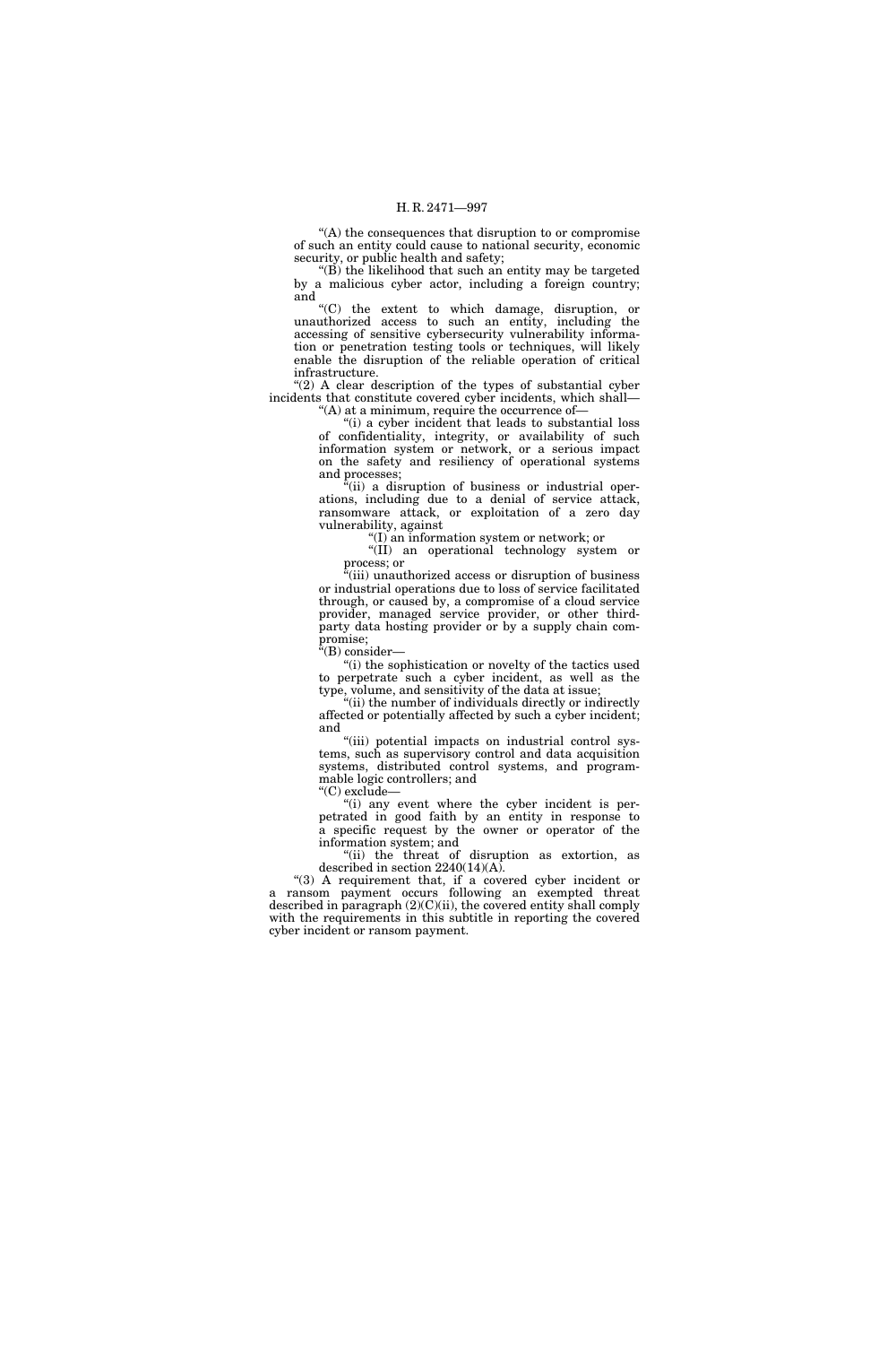"(A) the consequences that disruption to or compromise of such an entity could cause to national security, economic security, or public health and safety;

"(B) the likelihood that such an entity may be targeted by a malicious cyber actor, including a foreign country; and

"(C) the extent to which damage, disruption, or unauthorized access to such an entity, including the accessing of sensitive cybersecurity vulnerability information or penetration testing tools or techniques, will likely enable the disruption of the reliable operation of critical infrastructure.

"(2) A clear description of the types of substantial cyber incidents that constitute covered cyber incidents, which shall—

"(A) at a minimum, require the occurrence of—

"(i) a cyber incident that leads to substantial loss of confidentiality, integrity, or availability of such information system or network, or a serious impact on the safety and resiliency of operational systems and processes;

"(ii) a disruption of business or industrial operations, including due to a denial of service attack, ransomware attack, or exploitation of a zero day vulnerability, against

"(I) an information system or network; or

"(II) an operational technology system or process; or

"(iii) unauthorized access or disruption of business or industrial operations due to loss of service facilitated through, or caused by, a compromise of a cloud service provider, managed service provider, or other third-party data hosting provider or by a supply chain compromise;

"(B) consider—

"(i) the sophistication or novelty of the tactics used to perpetrate such a cyber incident, as well as the type, volume, and sensitivity of the data at issue;

"(ii) the number of individuals directly or indirectly affected or potentially affected by such a cyber incident; and

"(iii) potential impacts on industrial control systems, such as supervisory control and data acquisition systems, distributed control systems, and programmable logic controllers; and

"(C) exclude—

"(i) any event where the cyber incident is perpetrated in good faith by an entity in response to a specific request by the owner or operator of the information system; and

"(ii) the threat of disruption as extortion, as described in section 2240(14)(A).

"(3) A requirement that, if a covered cyber incident or a ransom payment occurs following an exempted threat described in paragraph (2)(C)(ii), the covered entity shall comply with the requirements in this subtitle in reporting the covered cyber incident or ransom payment.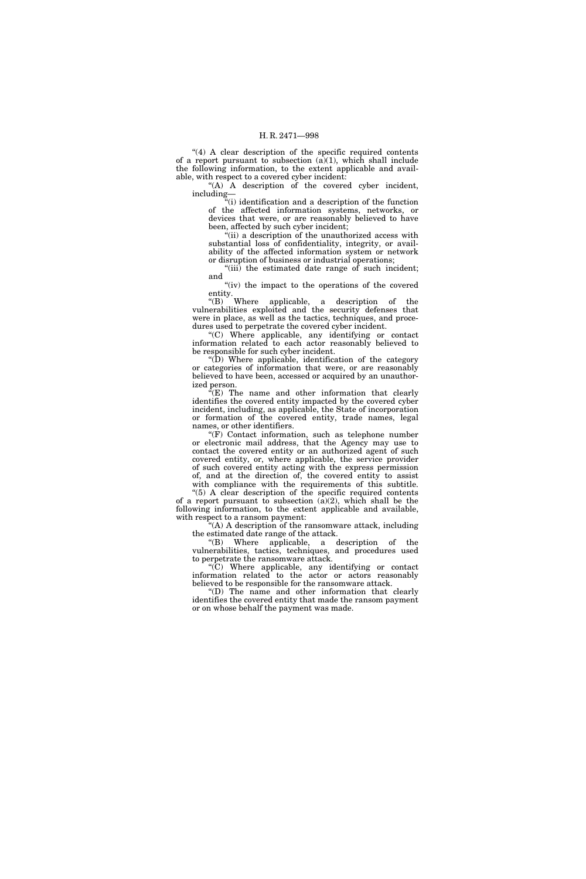"(4) A clear description of the specific required contents of a report pursuant to subsection (a)(1), which shall include the following information, to the extent applicable and available, with respect to a covered cyber incident:

"(A) A description of the covered cyber incident, including—

"(i) identification and a description of the function of the affected information systems, networks, or devices that were, or are reasonably believed to have been, affected by such cyber incident;

"(ii) a description of the unauthorized access with substantial loss of confidentiality, integrity, or availability of the affected information system or network or disruption of business or industrial operations;

"(iii) the estimated date range of such incident; and

"(iv) the impact to the operations of the covered entity.

"(B) Where applicable, a description of the vulnerabilities exploited and the security defenses that were in place, as well as the tactics, techniques, and procedures used to perpetrate the covered cyber incident.

"(C) Where applicable, any identifying or contact information related to each actor reasonably believed to be responsible for such cyber incident.

"(D) Where applicable, identification of the category or categories of information that were, or are reasonably believed to have been, accessed or acquired by an unauthorized person.

"(E) The name and other information that clearly identifies the covered entity impacted by the covered cyber incident, including, as applicable, the State of incorporation or formation of the covered entity, trade names, legal names, or other identifiers.

"(F) Contact information, such as telephone number or electronic mail address, that the Agency may use to contact the covered entity or an authorized agent of such covered entity, or, where applicable, the service provider of such covered entity acting with the express permission of, and at the direction of, the covered entity to assist with compliance with the requirements of this subtitle.

"(5) A clear description of the specific required contents of a report pursuant to subsection (a)(2), which shall be the following information, to the extent applicable and available, with respect to a ransom payment:

"(A) A description of the ransomware attack, including the estimated date range of the attack.

"(B) Where applicable, a description of the vulnerabilities, tactics, techniques, and procedures used to perpetrate the ransomware attack.

"(C) Where applicable, any identifying or contact information related to the actor or actors reasonably believed to be responsible for the ransomware attack.

"(D) The name and other information that clearly identifies the covered entity that made the ransom payment or on whose behalf the payment was made.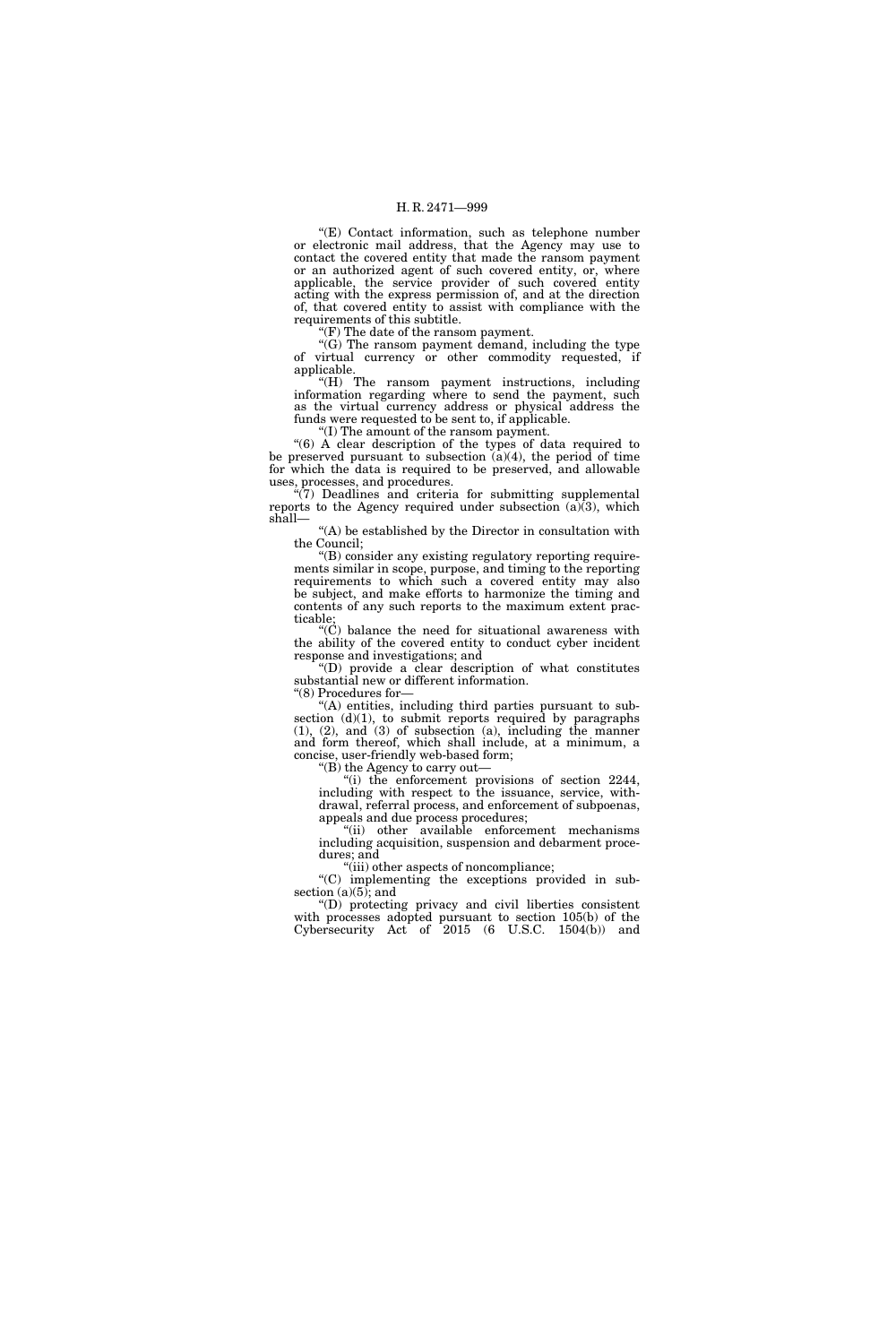"(E) Contact information, such as telephone number or electronic mail address, that the Agency may use to contact the covered entity that made the ransom payment or an authorized agent of such covered entity, or, where applicable, the service provider of such covered entity acting with the express permission of, and at the direction of, that covered entity to assist with compliance with the requirements of this subtitle.

"(F) The date of the ransom payment.

"(G) The ransom payment demand, including the type of virtual currency or other commodity requested, if applicable.

"(H) The ransom payment instructions, including information regarding where to send the payment, such as the virtual currency address or physical address the funds were requested to be sent to, if applicable.

"(I) The amount of the ransom payment.

"(6) A clear description of the types of data required to be preserved pursuant to subsection (a)(4), the period of time for which the data is required to be preserved, and allowable uses, processes, and procedures.

"(7) Deadlines and criteria for submitting supplemental reports to the Agency required under subsection (a)(3), which shall—

"(A) be established by the Director in consultation with the Council;

"(B) consider any existing regulatory reporting requirements similar in scope, purpose, and timing to the reporting requirements to which such a covered entity may also be subject, and make efforts to harmonize the timing and contents of any such reports to the maximum extent practicable;

"(C) balance the need for situational awareness with the ability of the covered entity to conduct cyber incident response and investigations; and

"(D) provide a clear description of what constitutes substantial new or different information.

"(8) Procedures for—

"(A) entities, including third parties pursuant to subsection (d)(1), to submit reports required by paragraphs (1), (2), and (3) of subsection (a), including the manner and form thereof, which shall include, at a minimum, a concise, user-friendly web-based form;

"(B) the Agency to carry out—

"(i) the enforcement provisions of section 2244, including with respect to the issuance, service, withdrawal, referral process, and enforcement of subpoenas, appeals and due process procedures;

"(ii) other available enforcement mechanisms including acquisition, suspension and debarment procedures; and

"(iii) other aspects of noncompliance;

"(C) implementing the exceptions provided in subsection (a)(5); and

"(D) protecting privacy and civil liberties consistent with processes adopted pursuant to section 105(b) of the Cybersecurity Act of 2015 (6 U.S.C. 1504(b)) and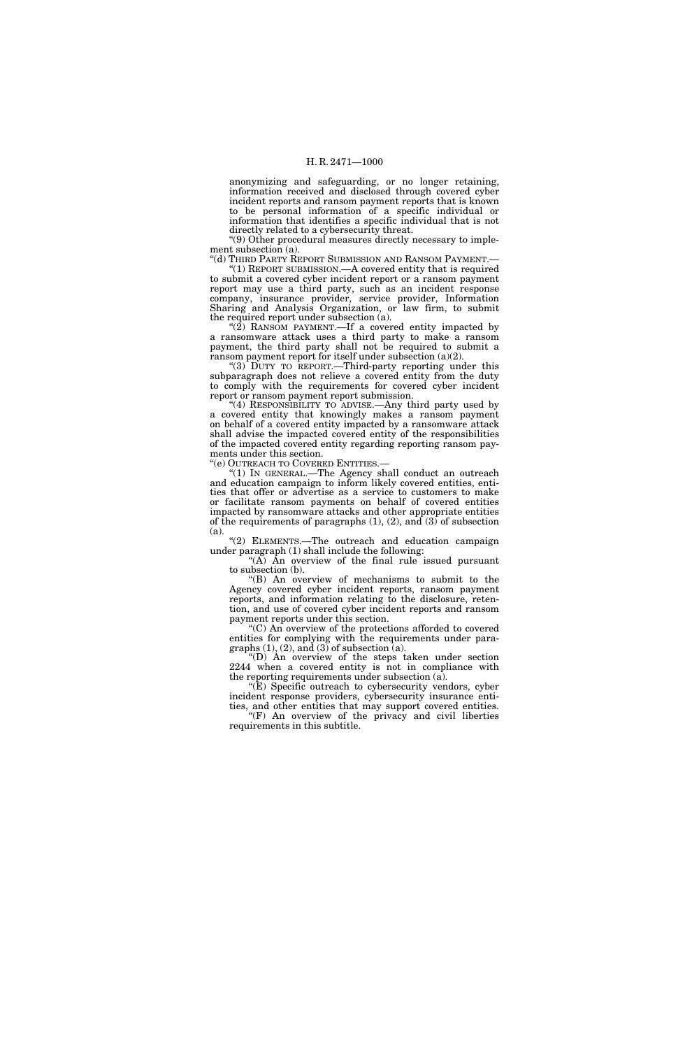anonymizing and safeguarding, or no longer retaining, information received and disclosed through covered cyber incident reports and ransom payment reports that is known to be personal information of a specific individual or information that identifies a specific individual that is not directly related to a cybersecurity threat.

"(9) Other procedural measures directly necessary to implement subsection (a).

"(d) THIRD PARTY REPORT SUBMISSION AND RANSOM PAYMENT.—

"(1) REPORT SUBMISSION.—A covered entity that is required to submit a covered cyber incident report or a ransom payment report may use a third party, such as an incident response company, insurance provider, service provider, Information Sharing and Analysis Organization, or law firm, to submit the required report under subsection (a).

"(2) RANSOM PAYMENT.—If a covered entity impacted by a ransomware attack uses a third party to make a ransom payment, the third party shall not be required to submit a ransom payment report for itself under subsection (a)(2).

"(3) DUTY TO REPORT.—Third-party reporting under this subparagraph does not relieve a covered entity from the duty to comply with the requirements for covered cyber incident report or ransom payment report submission.

"(4) RESPONSIBILITY TO ADVISE.—Any third party used by a covered entity that knowingly makes a ransom payment on behalf of a covered entity impacted by a ransomware attack shall advise the impacted covered entity of the responsibilities of the impacted covered entity regarding reporting ransom payments under this section.

"(e) OUTREACH TO COVERED ENTITIES.—

"(1) IN GENERAL.—The Agency shall conduct an outreach and education campaign to inform likely covered entities, entities that offer or advertise as a service to customers to make or facilitate ransom payments on behalf of covered entities impacted by ransomware attacks and other appropriate entities of the requirements of paragraphs (1), (2), and (3) of subsection (a).

"(2) ELEMENTS.—The outreach and education campaign under paragraph (1) shall include the following:

"(A) An overview of the final rule issued pursuant to subsection (b).

"(B) An overview of mechanisms to submit to the Agency covered cyber incident reports, ransom payment reports, and information relating to the disclosure, retention, and use of covered cyber incident reports and ransom payment reports under this section.

"(C) An overview of the protections afforded to covered entities for complying with the requirements under paragraphs (1), (2), and (3) of subsection (a).

"(D) An overview of the steps taken under section 2244 when a covered entity is not in compliance with the reporting requirements under subsection (a).

"(E) Specific outreach to cybersecurity vendors, cyber incident response providers, cybersecurity insurance entities, and other entities that may support covered entities.

"(F) An overview of the privacy and civil liberties requirements in this subtitle.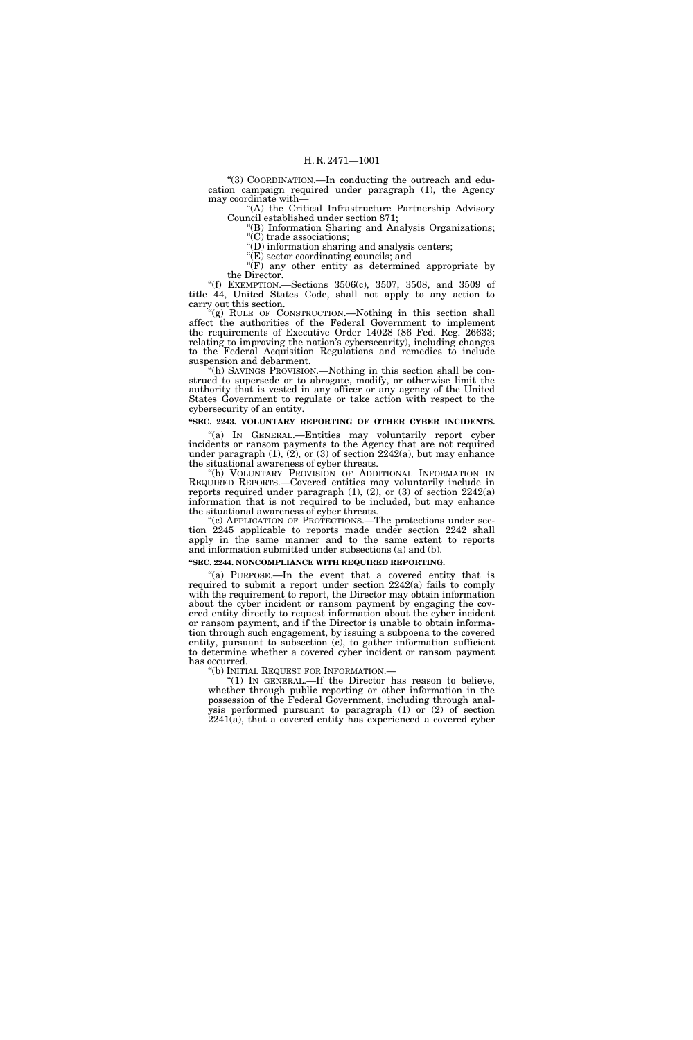"(3) COORDINATION.—In conducting the outreach and education campaign required under paragraph (1), the Agency may coordinate with—

"(A) the Critical Infrastructure Partnership Advisory Council established under section 871;

"(B) Information Sharing and Analysis Organizations;

"(C) trade associations;

"(D) information sharing and analysis centers;

"(E) sector coordinating councils; and

"(F) any other entity as determined appropriate by the Director.

"(f) EXEMPTION.—Sections 3506(c), 3507, 3508, and 3509 of title 44, United States Code, shall not apply to any action to carry out this section.

"(g) RULE OF CONSTRUCTION.—Nothing in this section shall affect the authorities of the Federal Government to implement the requirements of Executive Order 14028 (86 Fed. Reg. 26633; relating to improving the nation's cybersecurity), including changes to the Federal Acquisition Regulations and remedies to include suspension and debarment.

"(h) SAVINGS PROVISION.—Nothing in this section shall be construed to supersede or to abrogate, modify, or otherwise limit the authority that is vested in any officer or any agency of the United States Government to regulate or take action with respect to the cybersecurity of an entity.

**"SEC. 2243. VOLUNTARY REPORTING OF OTHER CYBER INCIDENTS.**

"(a) IN GENERAL.—Entities may voluntarily report cyber incidents or ransom payments to the Agency that are not required under paragraph (1), (2), or (3) of section 2242(a), but may enhance the situational awareness of cyber threats.

"(b) VOLUNTARY PROVISION OF ADDITIONAL INFORMATION IN REQUIRED REPORTS.—Covered entities may voluntarily include in reports required under paragraph (1), (2), or (3) of section 2242(a) information that is not required to be included, but may enhance the situational awareness of cyber threats.

"(c) APPLICATION OF PROTECTIONS.—The protections under section 2245 applicable to reports made under section 2242 shall apply in the same manner and to the same extent to reports and information submitted under subsections (a) and (b).

**"SEC. 2244. NONCOMPLIANCE WITH REQUIRED REPORTING.**

"(a) PURPOSE.—In the event that a covered entity that is required to submit a report under section 2242(a) fails to comply with the requirement to report, the Director may obtain information about the cyber incident or ransom payment by engaging the covered entity directly to request information about the cyber incident or ransom payment, and if the Director is unable to obtain information through such engagement, by issuing a subpoena to the covered entity, pursuant to subsection (c), to gather information sufficient to determine whether a covered cyber incident or ransom payment has occurred.

"(b) INITIAL REQUEST FOR INFORMATION.—

"(1) IN GENERAL.—If the Director has reason to believe, whether through public reporting or other information in the possession of the Federal Government, including through analysis performed pursuant to paragraph (1) or (2) of section 2241(a), that a covered entity has experienced a covered cyber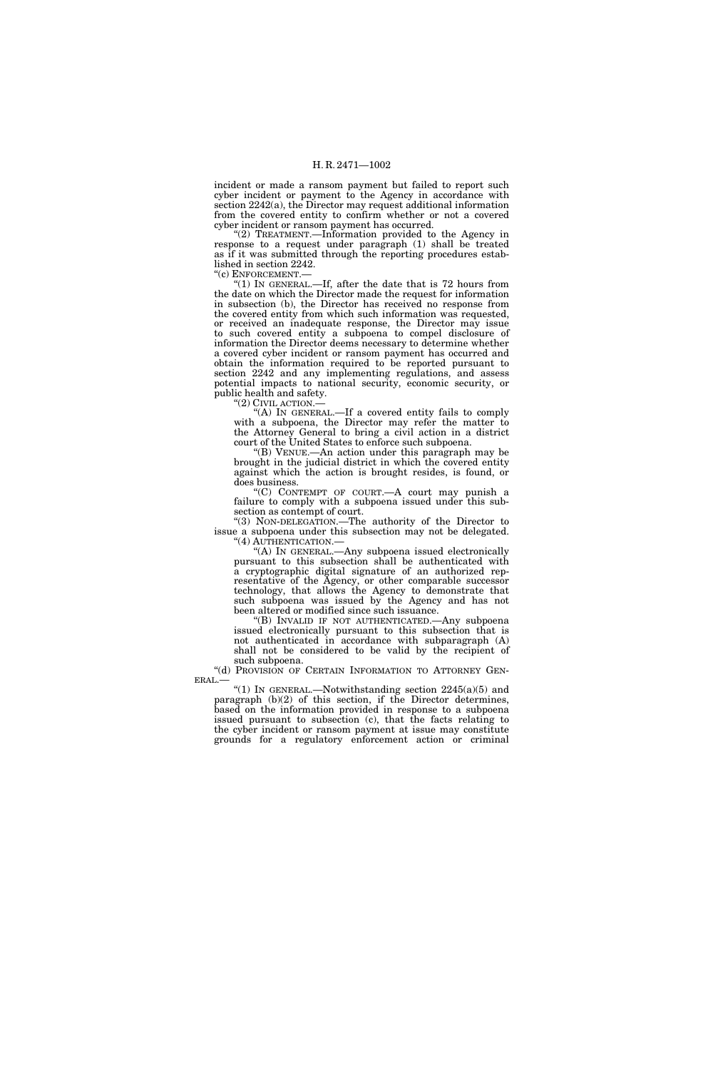incident or made a ransom payment but failed to report such cyber incident or payment to the Agency in accordance with section 2242(a), the Director may request additional information from the covered entity to confirm whether or not a covered cyber incident or ransom payment has occurred.

"(2) TREATMENT.—Information provided to the Agency in response to a request under paragraph (1) shall be treated as if it was submitted through the reporting procedures established in section 2242.

"(c) ENFORCEMENT.—

"(1) IN GENERAL.—If, after the date that is 72 hours from the date on which the Director made the request for information in subsection (b), the Director has received no response from the covered entity from which such information was requested, or received an inadequate response, the Director may issue to such covered entity a subpoena to compel disclosure of information the Director deems necessary to determine whether a covered cyber incident or ransom payment has occurred and obtain the information required to be reported pursuant to section 2242 and any implementing regulations, and assess potential impacts to national security, economic security, or public health and safety.

"(2) CIVIL ACTION.—

"(A) IN GENERAL.—If a covered entity fails to comply with a subpoena, the Director may refer the matter to the Attorney General to bring a civil action in a district court of the United States to enforce such subpoena.

"(B) VENUE.—An action under this paragraph may be brought in the judicial district in which the covered entity against which the action is brought resides, is found, or does business.

"(C) CONTEMPT OF COURT.—A court may punish a failure to comply with a subpoena issued under this subsection as contempt of court.

"(3) NON-DELEGATION.—The authority of the Director to issue a subpoena under this subsection may not be delegated.

"(4) AUTHENTICATION.—

"(A) IN GENERAL.—Any subpoena issued electronically pursuant to this subsection shall be authenticated with a cryptographic digital signature of an authorized representative of the Agency, or other comparable successor technology, that allows the Agency to demonstrate that such subpoena was issued by the Agency and has not been altered or modified since such issuance.

"(B) INVALID IF NOT AUTHENTICATED.—Any subpoena issued electronically pursuant to this subsection that is not authenticated in accordance with subparagraph (A) shall not be considered to be valid by the recipient of such subpoena.

"(d) PROVISION OF CERTAIN INFORMATION TO ATTORNEY GENERAL.—

"(1) IN GENERAL.—Notwithstanding section 2245(a)(5) and paragraph (b)(2) of this section, if the Director determines, based on the information provided in response to a subpoena issued pursuant to subsection (c), that the facts relating to the cyber incident or ransom payment at issue may constitute grounds for a regulatory enforcement action or criminal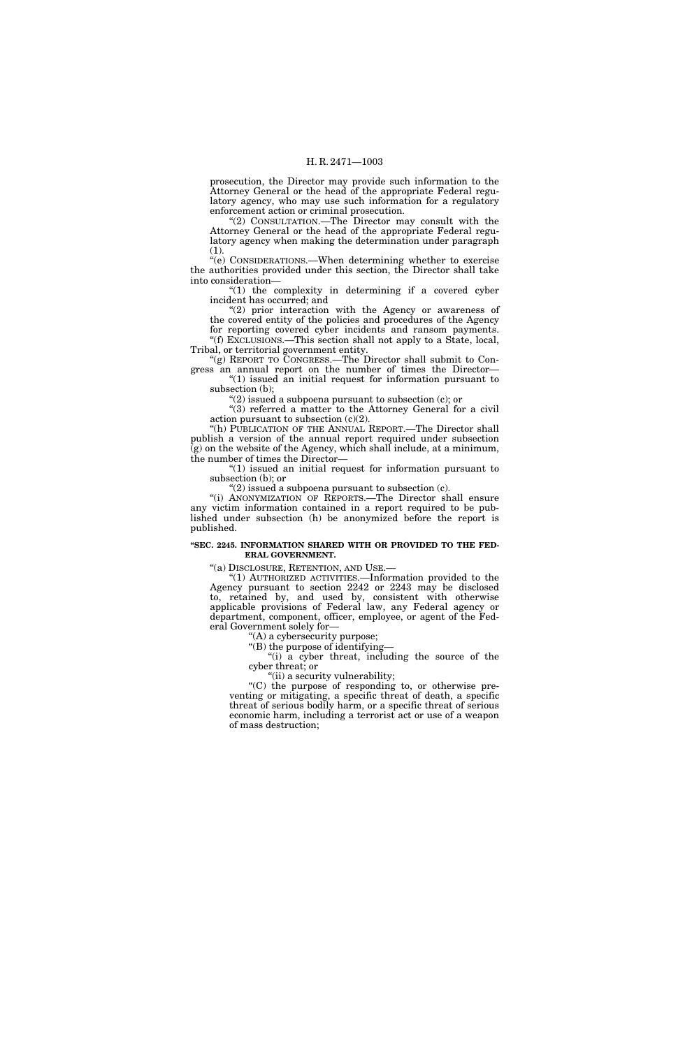prosecution, the Director may provide such information to the Attorney General or the head of the appropriate Federal regulatory agency, who may use such information for a regulatory enforcement action or criminal prosecution.

"(2) CONSULTATION.—The Director may consult with the Attorney General or the head of the appropriate Federal regulatory agency when making the determination under paragraph (1).

"(e) CONSIDERATIONS.—When determining whether to exercise the authorities provided under this section, the Director shall take into consideration—

"(1) the complexity in determining if a covered cyber incident has occurred; and

"(2) prior interaction with the Agency or awareness of the covered entity of the policies and procedures of the Agency for reporting covered cyber incidents and ransom payments.

"(f) EXCLUSIONS.—This section shall not apply to a State, local, Tribal, or territorial government entity.

"(g) REPORT TO CONGRESS.—The Director shall submit to Congress an annual report on the number of times the Director—

"(1) issued an initial request for information pursuant to subsection (b);

"(2) issued a subpoena pursuant to subsection (c); or

"(3) referred a matter to the Attorney General for a civil action pursuant to subsection (c)(2).

"(h) PUBLICATION OF THE ANNUAL REPORT.—The Director shall publish a version of the annual report required under subsection (g) on the website of the Agency, which shall include, at a minimum, the number of times the Director—

"(1) issued an initial request for information pursuant to subsection (b); or

"(2) issued a subpoena pursuant to subsection (c).

"(i) ANONYMIZATION OF REPORTS.—The Director shall ensure any victim information contained in a report required to be published under subsection (h) be anonymized before the report is published.

**"SEC. 2245. INFORMATION SHARED WITH OR PROVIDED TO THE FEDERAL GOVERNMENT.**

"(a) DISCLOSURE, RETENTION, AND USE.—

"(1) AUTHORIZED ACTIVITIES.—Information provided to the Agency pursuant to section 2242 or 2243 may be disclosed to, retained by, and used by, consistent with otherwise applicable provisions of Federal law, any Federal agency or department, component, officer, employee, or agent of the Federal Government solely for—

"(A) a cybersecurity purpose;

"(B) the purpose of identifying—

"(i) a cyber threat, including the source of the cyber threat; or

"(ii) a security vulnerability;

"(C) the purpose of responding to, or otherwise preventing or mitigating, a specific threat of death, a specific threat of serious bodily harm, or a specific threat of serious economic harm, including a terrorist act or use of a weapon of mass destruction;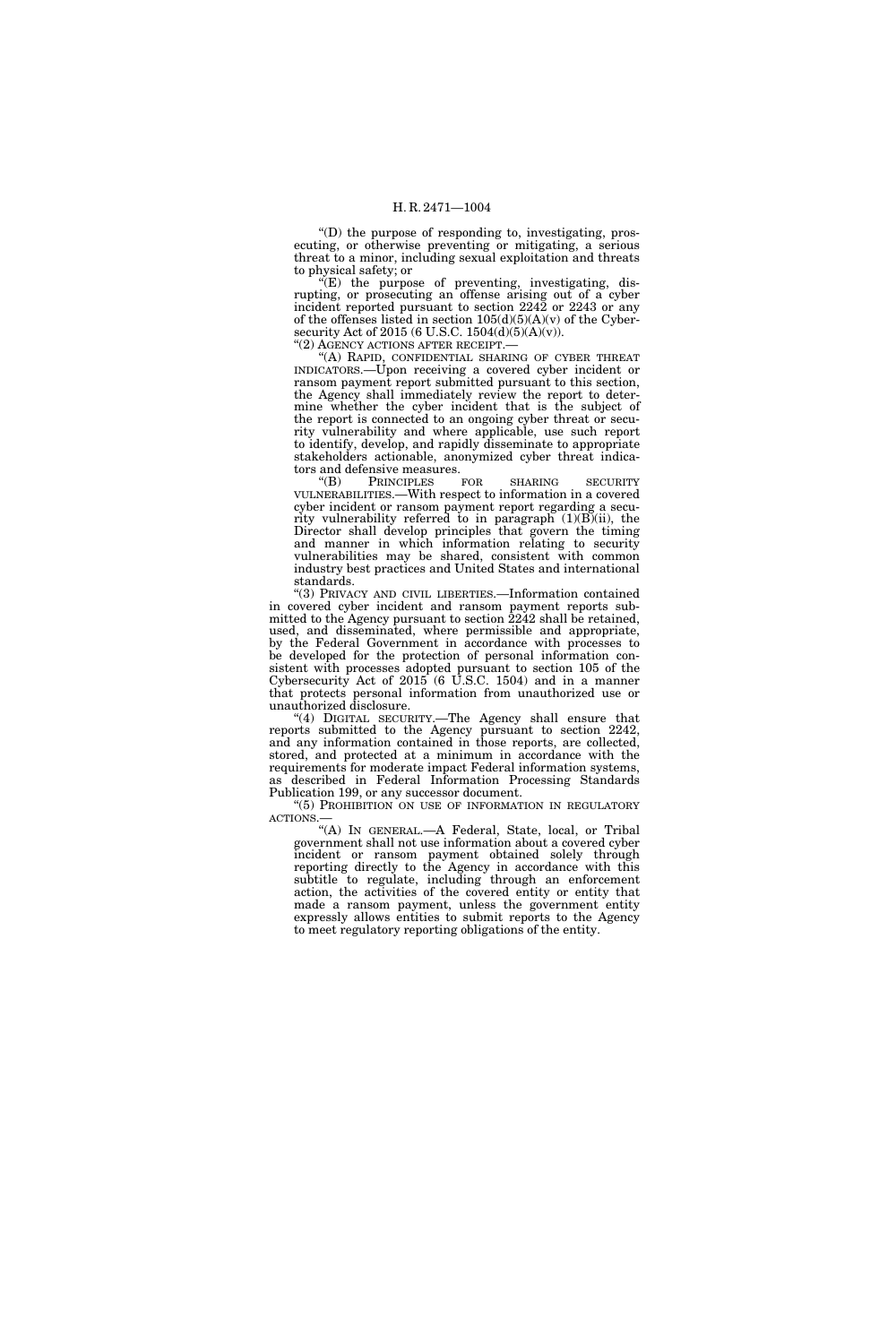"(D) the purpose of responding to, investigating, prosecuting, or otherwise preventing or mitigating, a serious threat to a minor, including sexual exploitation and threats to physical safety; or

"(E) the purpose of preventing, investigating, disrupting, or prosecuting an offense arising out of a cyber incident reported pursuant to section 2242 or 2243 or any of the offenses listed in section 105(d)(5)(A)(v) of the Cybersecurity Act of 2015 (6 U.S.C. 1504(d)(5)(A)(v)).

"(2) AGENCY ACTIONS AFTER RECEIPT.—

"(A) RAPID, CONFIDENTIAL SHARING OF CYBER THREAT INDICATORS.—Upon receiving a covered cyber incident or ransom payment report submitted pursuant to this section, the Agency shall immediately review the report to determine whether the cyber incident that is the subject of the report is connected to an ongoing cyber threat or security vulnerability and where applicable, use such report to identify, develop, and rapidly disseminate to appropriate stakeholders actionable, anonymized cyber threat indicators and defensive measures.

"(B) PRINCIPLES FOR SHARING SECURITY VULNERABILITIES.—With respect to information in a covered cyber incident or ransom payment report regarding a security vulnerability referred to in paragraph (1)(B)(ii), the Director shall develop principles that govern the timing and manner in which information relating to security vulnerabilities may be shared, consistent with common industry best practices and United States and international standards.

"(3) PRIVACY AND CIVIL LIBERTIES.—Information contained in covered cyber incident and ransom payment reports submitted to the Agency pursuant to section 2242 shall be retained, used, and disseminated, where permissible and appropriate, by the Federal Government in accordance with processes to be developed for the protection of personal information consistent with processes adopted pursuant to section 105 of the Cybersecurity Act of 2015 (6 U.S.C. 1504) and in a manner that protects personal information from unauthorized use or unauthorized disclosure.

"(4) DIGITAL SECURITY.—The Agency shall ensure that reports submitted to the Agency pursuant to section 2242, and any information contained in those reports, are collected, stored, and protected at a minimum in accordance with the requirements for moderate impact Federal information systems, as described in Federal Information Processing Standards Publication 199, or any successor document.

"(5) PROHIBITION ON USE OF INFORMATION IN REGULATORY ACTIONS.—

"(A) IN GENERAL.—A Federal, State, local, or Tribal government shall not use information about a covered cyber incident or ransom payment obtained solely through reporting directly to the Agency in accordance with this subtitle to regulate, including through an enforcement action, the activities of the covered entity or entity that made a ransom payment, unless the government entity expressly allows entities to submit reports to the Agency to meet regulatory reporting obligations of the entity.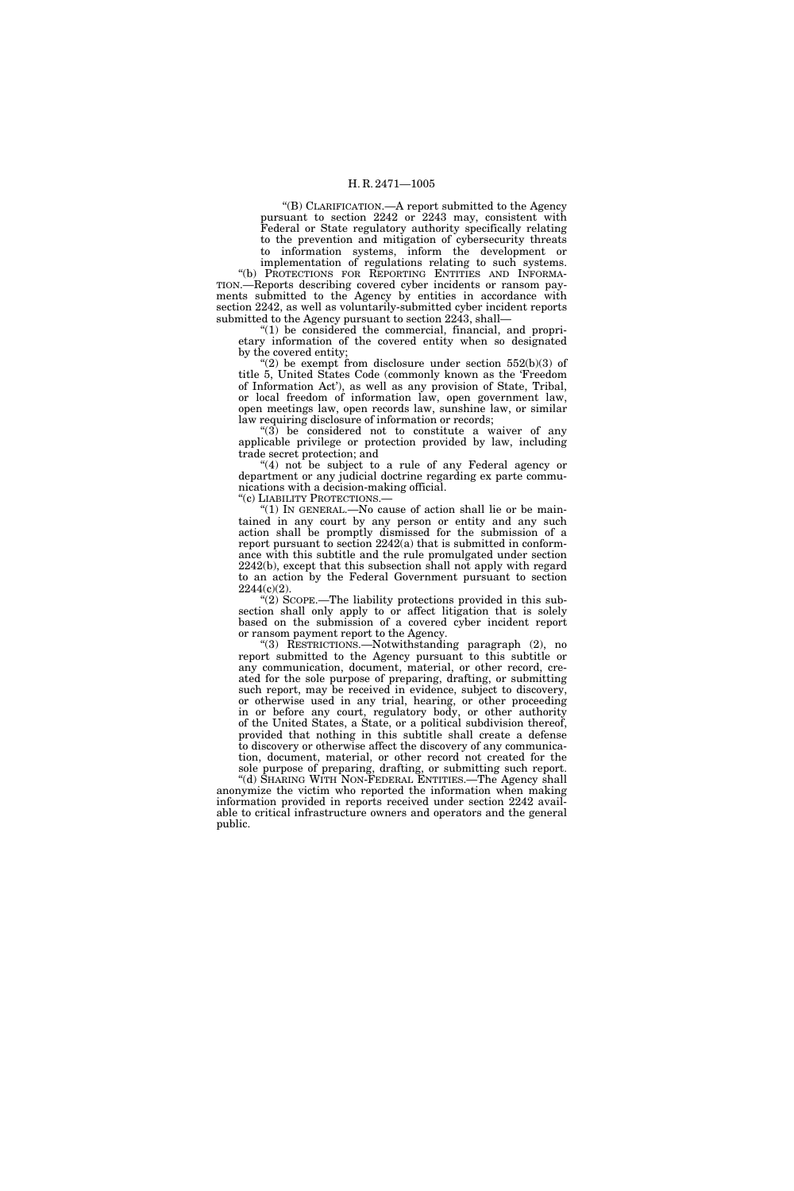"(B) CLARIFICATION.—A report submitted to the Agency pursuant to section 2242 or 2243 may, consistent with Federal or State regulatory authority specifically relating to the prevention and mitigation of cybersecurity threats to information systems, inform the development or implementation of regulations relating to such systems.

"(b) PROTECTIONS FOR REPORTING ENTITIES AND INFORMATION.—Reports describing covered cyber incidents or ransom payments submitted to the Agency by entities in accordance with section 2242, as well as voluntarily-submitted cyber incident reports submitted to the Agency pursuant to section 2243, shall—

"(1) be considered the commercial, financial, and proprietary information of the covered entity when so designated by the covered entity;

"(2) be exempt from disclosure under section 552(b)(3) of title 5, United States Code (commonly known as the 'Freedom of Information Act'), as well as any provision of State, Tribal, or local freedom of information law, open government law, open meetings law, open records law, sunshine law, or similar law requiring disclosure of information or records;

"(3) be considered not to constitute a waiver of any applicable privilege or protection provided by law, including trade secret protection; and

"(4) not be subject to a rule of any Federal agency or department or any judicial doctrine regarding ex parte communications with a decision-making official.

"(c) LIABILITY PROTECTIONS.—

"(1) IN GENERAL.—No cause of action shall lie or be maintained in any court by any person or entity and any such action shall be promptly dismissed for the submission of a report pursuant to section 2242(a) that is submitted in conformance with this subtitle and the rule promulgated under section 2242(b), except that this subsection shall not apply with regard to an action by the Federal Government pursuant to section 2244(c)(2).

"(2) SCOPE.—The liability protections provided in this subsection shall only apply to or affect litigation that is solely based on the submission of a covered cyber incident report or ransom payment report to the Agency.

"(3) RESTRICTIONS.—Notwithstanding paragraph (2), no report submitted to the Agency pursuant to this subtitle or any communication, document, material, or other record, created for the sole purpose of preparing, drafting, or submitting such report, may be received in evidence, subject to discovery, or otherwise used in any trial, hearing, or other proceeding in or before any court, regulatory body, or other authority of the United States, a State, or a political subdivision thereof, provided that nothing in this subtitle shall create a defense to discovery or otherwise affect the discovery of any communication, document, material, or other record not created for the sole purpose of preparing, drafting, or submitting such report.

"(d) SHARING WITH NON-FEDERAL ENTITIES.—The Agency shall anonymize the victim who reported the information when making information provided in reports received under section 2242 available to critical infrastructure owners and operators and the general public.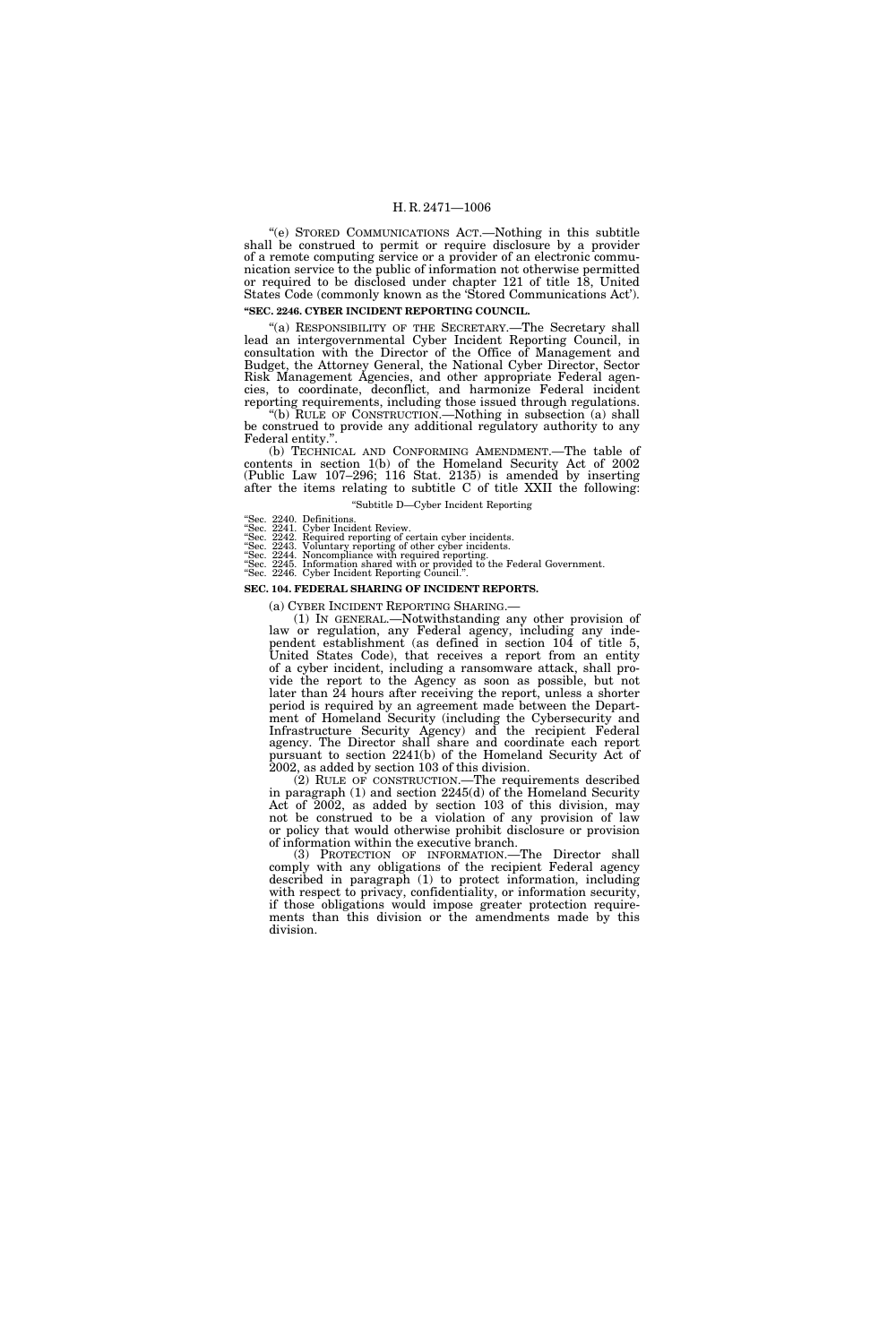"(e) STORED COMMUNICATIONS ACT.—Nothing in this subtitle shall be construed to permit or require disclosure by a provider of a remote computing service or a provider of an electronic communication service to the public of information not otherwise permitted or required to be disclosed under chapter 121 of title 18, United States Code (commonly known as the 'Stored Communications Act').

**"SEC. 2246. CYBER INCIDENT REPORTING COUNCIL.**

"(a) RESPONSIBILITY OF THE SECRETARY.—The Secretary shall lead an intergovernmental Cyber Incident Reporting Council, in consultation with the Director of the Office of Management and Budget, the Attorney General, the National Cyber Director, Sector Risk Management Agencies, and other appropriate Federal agencies, to coordinate, deconflict, and harmonize Federal incident reporting requirements, including those issued through regulations.

"(b) RULE OF CONSTRUCTION.—Nothing in subsection (a) shall be construed to provide any additional regulatory authority to any Federal entity.".

(b) TECHNICAL AND CONFORMING AMENDMENT.—The table of contents in section 1(b) of the Homeland Security Act of 2002 (Public Law 107–296; 116 Stat. 2135) is amended by inserting after the items relating to subtitle C of title XXII the following:

"Subtitle D—Cyber Incident Reporting

"Sec. 2240. Definitions.
"Sec. 2241. Cyber Incident Review.
"Sec. 2242. Required reporting of certain cyber incidents.
"Sec. 2243. Voluntary reporting of other cyber incidents.
"Sec. 2244. Noncompliance with required reporting.
"Sec. 2245. Information shared with or provided to the Federal Government.
"Sec. 2246. Cyber Incident Reporting Council.".

**SEC. 104. FEDERAL SHARING OF INCIDENT REPORTS.**

(a) CYBER INCIDENT REPORTING SHARING.—

(1) IN GENERAL.—Notwithstanding any other provision of law or regulation, any Federal agency, including any independent establishment (as defined in section 104 of title 5, United States Code), that receives a report from an entity of a cyber incident, including a ransomware attack, shall provide the report to the Agency as soon as possible, but not later than 24 hours after receiving the report, unless a shorter period is required by an agreement made between the Department of Homeland Security (including the Cybersecurity and Infrastructure Security Agency) and the recipient Federal agency. The Director shall share and coordinate each report pursuant to section 2241(b) of the Homeland Security Act of 2002, as added by section 103 of this division.

(2) RULE OF CONSTRUCTION.—The requirements described in paragraph (1) and section 2245(d) of the Homeland Security Act of 2002, as added by section 103 of this division, may not be construed to be a violation of any provision of law or policy that would otherwise prohibit disclosure or provision of information within the executive branch.

(3) PROTECTION OF INFORMATION.—The Director shall comply with any obligations of the recipient Federal agency described in paragraph (1) to protect information, including with respect to privacy, confidentiality, or information security, if those obligations would impose greater protection requirements than this division or the amendments made by this division.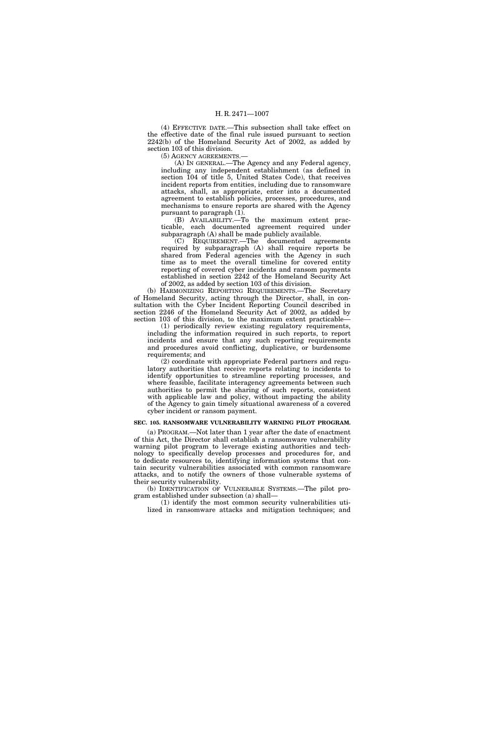(4) EFFECTIVE DATE.—This subsection shall take effect on the effective date of the final rule issued pursuant to section 2242(b) of the Homeland Security Act of 2002, as added by section 103 of this division.

(5) AGENCY AGREEMENTS.—

(A) IN GENERAL.—The Agency and any Federal agency, including any independent establishment (as defined in section 104 of title 5, United States Code), that receives incident reports from entities, including due to ransomware attacks, shall, as appropriate, enter into a documented agreement to establish policies, processes, procedures, and mechanisms to ensure reports are shared with the Agency pursuant to paragraph (1).

(B) AVAILABILITY.—To the maximum extent practicable, each documented agreement required under subparagraph (A) shall be made publicly available.

(C) REQUIREMENT.—The documented agreements required by subparagraph (A) shall require reports be shared from Federal agencies with the Agency in such time as to meet the overall timeline for covered entity reporting of covered cyber incidents and ransom payments established in section 2242 of the Homeland Security Act of 2002, as added by section 103 of this division.

(b) HARMONIZING REPORTING REQUIREMENTS.—The Secretary of Homeland Security, acting through the Director, shall, in consultation with the Cyber Incident Reporting Council described in section 2246 of the Homeland Security Act of 2002, as added by section 103 of this division, to the maximum extent practicable—

(1) periodically review existing regulatory requirements, including the information required in such reports, to report incidents and ensure that any such reporting requirements and procedures avoid conflicting, duplicative, or burdensome requirements; and

(2) coordinate with appropriate Federal partners and regulatory authorities that receive reports relating to incidents to identify opportunities to streamline reporting processes, and where feasible, facilitate interagency agreements between such authorities to permit the sharing of such reports, consistent with applicable law and policy, without impacting the ability of the Agency to gain timely situational awareness of a covered cyber incident or ransom payment.

**SEC. 105. RANSOMWARE VULNERABILITY WARNING PILOT PROGRAM.**

(a) PROGRAM.—Not later than 1 year after the date of enactment of this Act, the Director shall establish a ransomware vulnerability warning pilot program to leverage existing authorities and technology to specifically develop processes and procedures for, and to dedicate resources to, identifying information systems that contain security vulnerabilities associated with common ransomware attacks, and to notify the owners of those vulnerable systems of their security vulnerability.

(b) IDENTIFICATION OF VULNERABLE SYSTEMS.—The pilot program established under subsection (a) shall—

(1) identify the most common security vulnerabilities utilized in ransomware attacks and mitigation techniques; and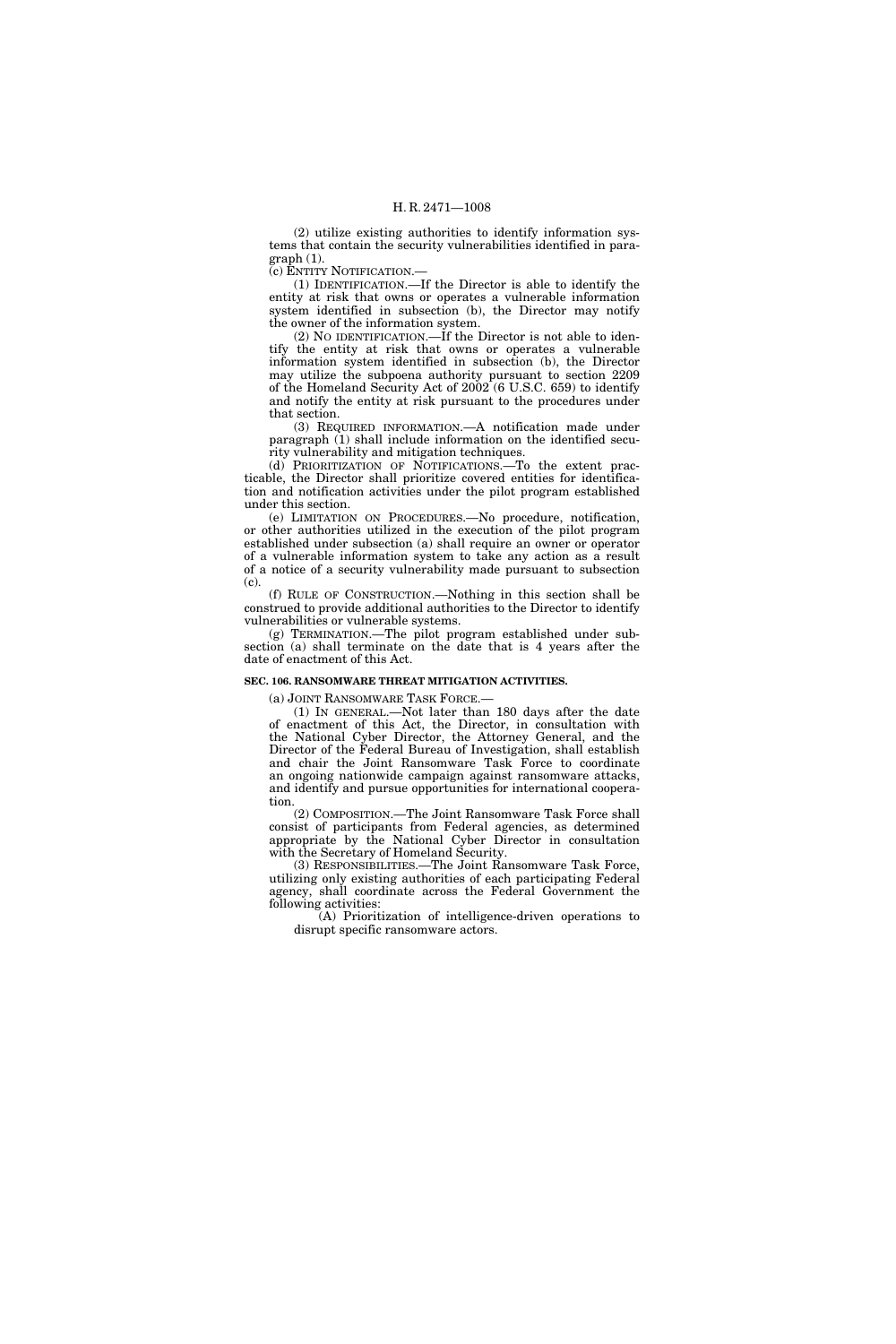(2) utilize existing authorities to identify information systems that contain the security vulnerabilities identified in paragraph (1).

(c) ENTITY NOTIFICATION.—

(1) IDENTIFICATION.—If the Director is able to identify the entity at risk that owns or operates a vulnerable information system identified in subsection (b), the Director may notify the owner of the information system.

(2) NO IDENTIFICATION.—If the Director is not able to identify the entity at risk that owns or operates a vulnerable information system identified in subsection (b), the Director may utilize the subpoena authority pursuant to section 2209 of the Homeland Security Act of 2002 (6 U.S.C. 659) to identify and notify the entity at risk pursuant to the procedures under that section.

(3) REQUIRED INFORMATION.—A notification made under paragraph (1) shall include information on the identified security vulnerability and mitigation techniques.

(d) PRIORITIZATION OF NOTIFICATIONS.—To the extent practicable, the Director shall prioritize covered entities for identification and notification activities under the pilot program established under this section.

(e) LIMITATION ON PROCEDURES.—No procedure, notification, or other authorities utilized in the execution of the pilot program established under subsection (a) shall require an owner or operator of a vulnerable information system to take any action as a result of a notice of a security vulnerability made pursuant to subsection (c).

(f) RULE OF CONSTRUCTION.—Nothing in this section shall be construed to provide additional authorities to the Director to identify vulnerabilities or vulnerable systems.

(g) TERMINATION.—The pilot program established under subsection (a) shall terminate on the date that is 4 years after the date of enactment of this Act.

**SEC. 106. RANSOMWARE THREAT MITIGATION ACTIVITIES.**

(a) JOINT RANSOMWARE TASK FORCE.—

(1) IN GENERAL.—Not later than 180 days after the date of enactment of this Act, the Director, in consultation with the National Cyber Director, the Attorney General, and the Director of the Federal Bureau of Investigation, shall establish and chair the Joint Ransomware Task Force to coordinate an ongoing nationwide campaign against ransomware attacks, and identify and pursue opportunities for international cooperation.

(2) COMPOSITION.—The Joint Ransomware Task Force shall consist of participants from Federal agencies, as determined appropriate by the National Cyber Director in consultation with the Secretary of Homeland Security.

(3) RESPONSIBILITIES.—The Joint Ransomware Task Force, utilizing only existing authorities of each participating Federal agency, shall coordinate across the Federal Government the following activities:

(A) Prioritization of intelligence-driven operations to disrupt specific ransomware actors.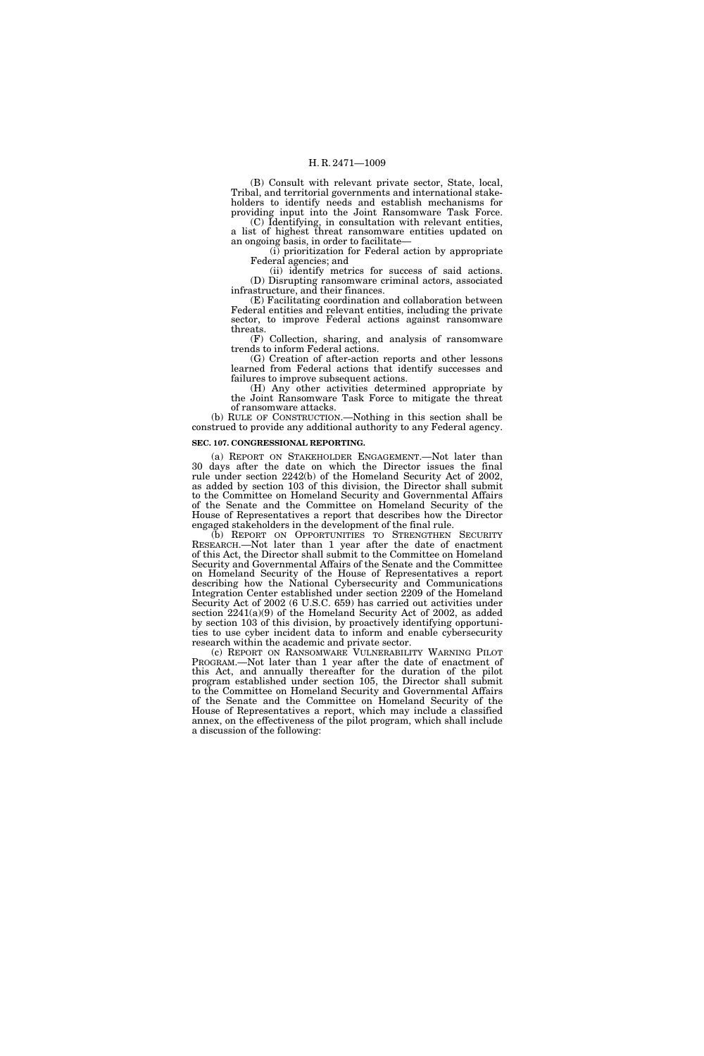(B) Consult with relevant private sector, State, local, Tribal, and territorial governments and international stakeholders to identify needs and establish mechanisms for providing input into the Joint Ransomware Task Force.

(C) Identifying, in consultation with relevant entities, a list of highest threat ransomware entities updated on an ongoing basis, in order to facilitate—

(i) prioritization for Federal action by appropriate Federal agencies; and

(ii) identify metrics for success of said actions.

(D) Disrupting ransomware criminal actors, associated infrastructure, and their finances.

(E) Facilitating coordination and collaboration between Federal entities and relevant entities, including the private sector, to improve Federal actions against ransomware threats.

(F) Collection, sharing, and analysis of ransomware trends to inform Federal actions.

(G) Creation of after-action reports and other lessons learned from Federal actions that identify successes and failures to improve subsequent actions.

(H) Any other activities determined appropriate by the Joint Ransomware Task Force to mitigate the threat of ransomware attacks.

(b) RULE OF CONSTRUCTION.—Nothing in this section shall be construed to provide any additional authority to any Federal agency.

**SEC. 107. CONGRESSIONAL REPORTING.**

(a) REPORT ON STAKEHOLDER ENGAGEMENT.—Not later than 30 days after the date on which the Director issues the final rule under section 2242(b) of the Homeland Security Act of 2002, as added by section 103 of this division, the Director shall submit to the Committee on Homeland Security and Governmental Affairs of the Senate and the Committee on Homeland Security of the House of Representatives a report that describes how the Director engaged stakeholders in the development of the final rule.

(b) REPORT ON OPPORTUNITIES TO STRENGTHEN SECURITY RESEARCH.—Not later than 1 year after the date of enactment of this Act, the Director shall submit to the Committee on Homeland Security and Governmental Affairs of the Senate and the Committee on Homeland Security of the House of Representatives a report describing how the National Cybersecurity and Communications Integration Center established under section 2209 of the Homeland Security Act of 2002 (6 U.S.C. 659) has carried out activities under section 2241(a)(9) of the Homeland Security Act of 2002, as added by section 103 of this division, by proactively identifying opportunities to use cyber incident data to inform and enable cybersecurity research within the academic and private sector.

(c) REPORT ON RANSOMWARE VULNERABILITY WARNING PILOT PROGRAM.—Not later than 1 year after the date of enactment of this Act, and annually thereafter for the duration of the pilot program established under section 105, the Director shall submit to the Committee on Homeland Security and Governmental Affairs of the Senate and the Committee on Homeland Security of the House of Representatives a report, which may include a classified annex, on the effectiveness of the pilot program, which shall include a discussion of the following: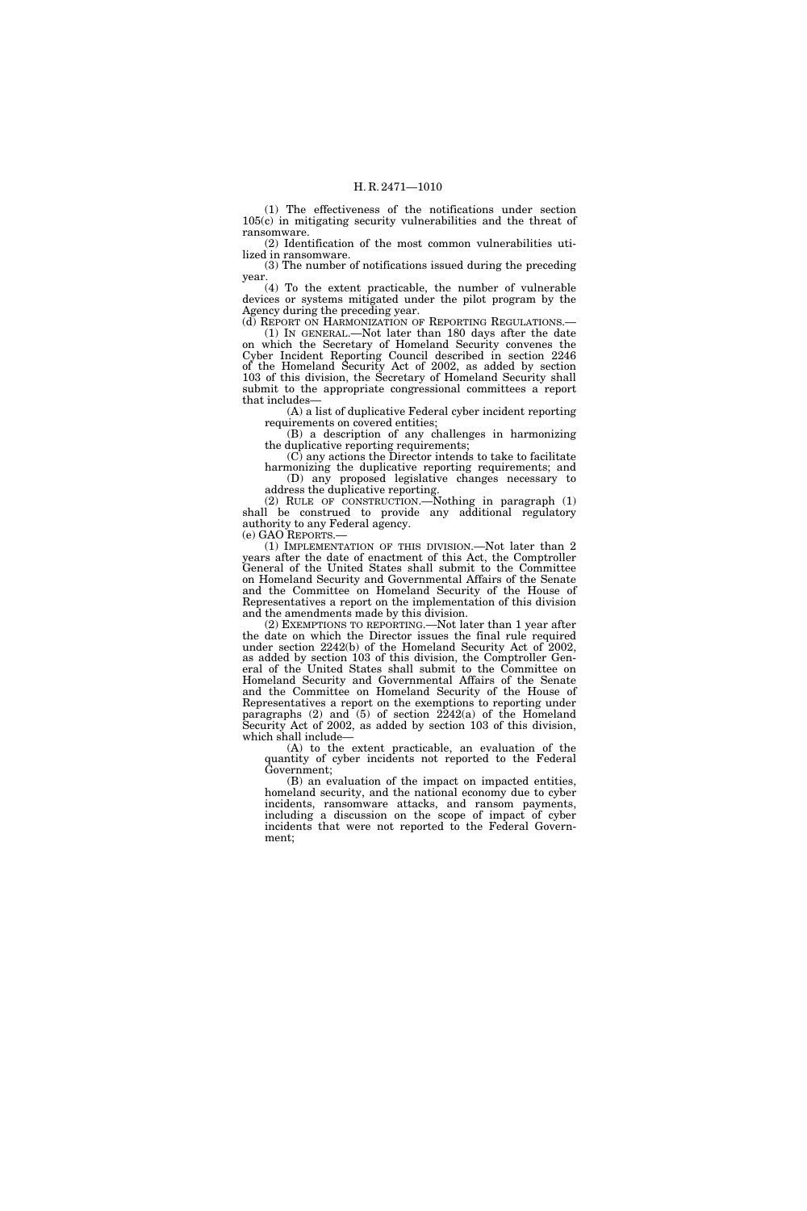(1) The effectiveness of the notifications under section 105(c) in mitigating security vulnerabilities and the threat of ransomware.

(2) Identification of the most common vulnerabilities utilized in ransomware.

(3) The number of notifications issued during the preceding year.

(4) To the extent practicable, the number of vulnerable devices or systems mitigated under the pilot program by the Agency during the preceding year.

(d) REPORT ON HARMONIZATION OF REPORTING REGULATIONS.—

(1) IN GENERAL.—Not later than 180 days after the date on which the Secretary of Homeland Security convenes the Cyber Incident Reporting Council described in section 2246 of the Homeland Security Act of 2002, as added by section 103 of this division, the Secretary of Homeland Security shall submit to the appropriate congressional committees a report that includes—

(A) a list of duplicative Federal cyber incident reporting requirements on covered entities;

(B) a description of any challenges in harmonizing the duplicative reporting requirements;

(C) any actions the Director intends to take to facilitate harmonizing the duplicative reporting requirements; and

(D) any proposed legislative changes necessary to address the duplicative reporting.

(2) RULE OF CONSTRUCTION.—Nothing in paragraph (1) shall be construed to provide any additional regulatory authority to any Federal agency.

(e) GAO REPORTS.—

(1) IMPLEMENTATION OF THIS DIVISION.—Not later than 2 years after the date of enactment of this Act, the Comptroller General of the United States shall submit to the Committee on Homeland Security and Governmental Affairs of the Senate and the Committee on Homeland Security of the House of Representatives a report on the implementation of this division and the amendments made by this division.

(2) EXEMPTIONS TO REPORTING.—Not later than 1 year after the date on which the Director issues the final rule required under section 2242(b) of the Homeland Security Act of 2002, as added by section 103 of this division, the Comptroller General of the United States shall submit to the Committee on Homeland Security and Governmental Affairs of the Senate and the Committee on Homeland Security of the House of Representatives a report on the exemptions to reporting under paragraphs (2) and (5) of section 2242(a) of the Homeland Security Act of 2002, as added by section 103 of this division, which shall include—

(A) to the extent practicable, an evaluation of the quantity of cyber incidents not reported to the Federal Government;

(B) an evaluation of the impact on impacted entities, homeland security, and the national economy due to cyber incidents, ransomware attacks, and ransom payments, including a discussion on the scope of impact of cyber incidents that were not reported to the Federal Government;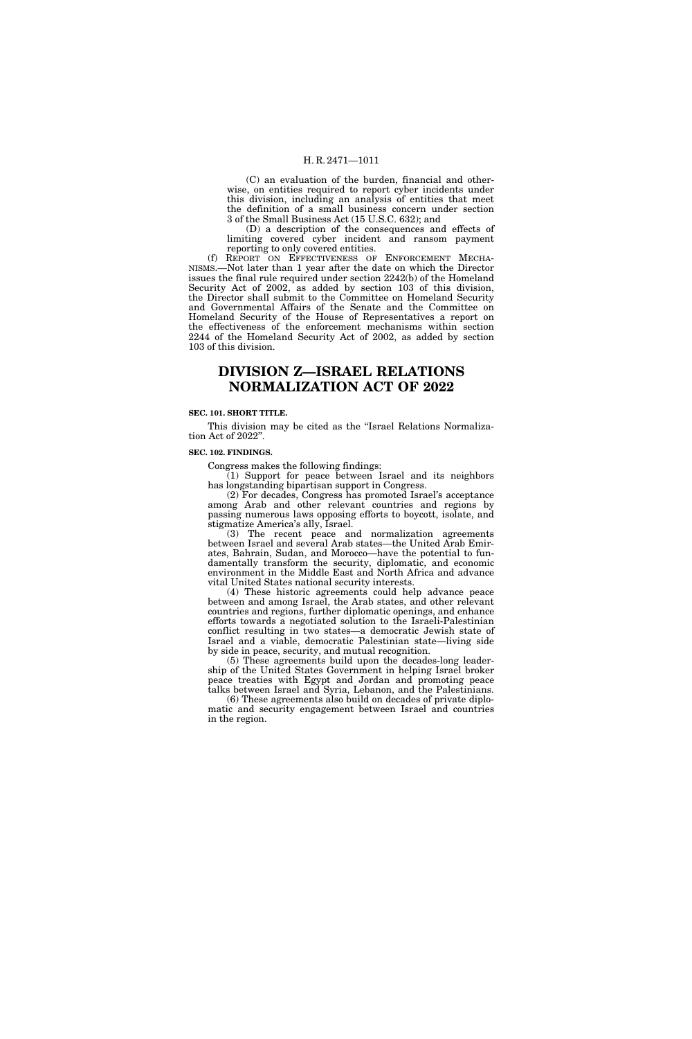(C) an evaluation of the burden, financial and otherwise, on entities required to report cyber incidents under this division, including an analysis of entities that meet the definition of a small business concern under section 3 of the Small Business Act (15 U.S.C. 632); and

(D) a description of the consequences and effects of limiting covered cyber incident and ransom payment reporting to only covered entities.

(f) REPORT ON EFFECTIVENESS OF ENFORCEMENT MECHANISMS.—Not later than 1 year after the date on which the Director issues the final rule required under section 2242(b) of the Homeland Security Act of 2002, as added by section 103 of this division, the Director shall submit to the Committee on Homeland Security and Governmental Affairs of the Senate and the Committee on Homeland Security of the House of Representatives a report on the effectiveness of the enforcement mechanisms within section 2244 of the Homeland Security Act of 2002, as added by section 103 of this division.

# DIVISION Z—ISRAEL RELATIONS NORMALIZATION ACT OF 2022

**SEC. 101. SHORT TITLE.**

This division may be cited as the "Israel Relations Normalization Act of 2022".

**SEC. 102. FINDINGS.**

Congress makes the following findings:

(1) Support for peace between Israel and its neighbors has longstanding bipartisan support in Congress.

(2) For decades, Congress has promoted Israel's acceptance among Arab and other relevant countries and regions by passing numerous laws opposing efforts to boycott, isolate, and stigmatize America's ally, Israel.

(3) The recent peace and normalization agreements between Israel and several Arab states—the United Arab Emirates, Bahrain, Sudan, and Morocco—have the potential to fundamentally transform the security, diplomatic, and economic environment in the Middle East and North Africa and advance vital United States national security interests.

(4) These historic agreements could help advance peace between and among Israel, the Arab states, and other relevant countries and regions, further diplomatic openings, and enhance efforts towards a negotiated solution to the Israeli-Palestinian conflict resulting in two states—a democratic Jewish state of Israel and a viable, democratic Palestinian state—living side by side in peace, security, and mutual recognition.

(5) These agreements build upon the decades-long leadership of the United States Government in helping Israel broker peace treaties with Egypt and Jordan and promoting peace talks between Israel and Syria, Lebanon, and the Palestinians.

(6) These agreements also build on decades of private diplomatic and security engagement between Israel and countries in the region.